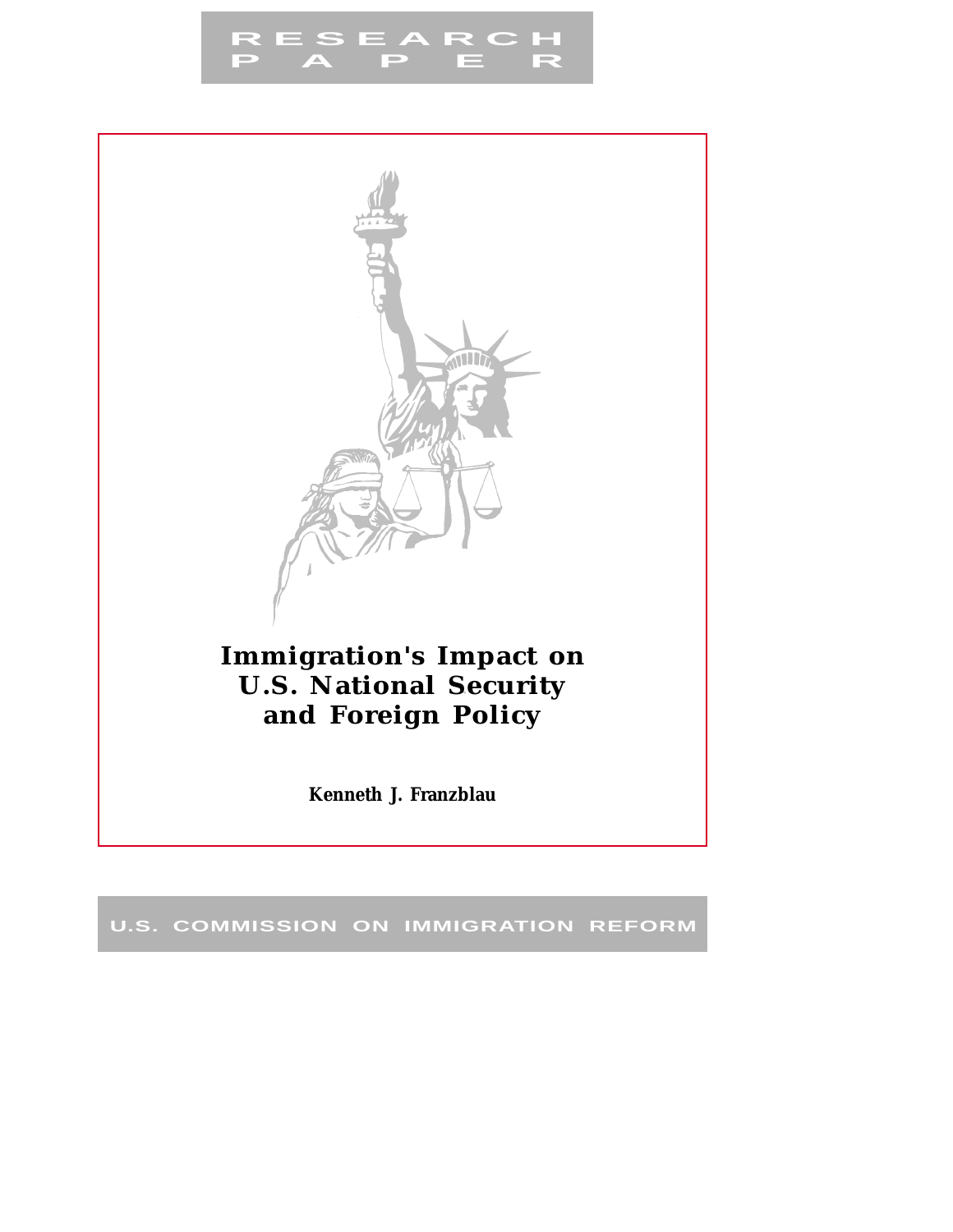RESEARCH PAPER

# Immigration's Impact on U.S. National Security and Foreign Policy

**Kenneth J. Franzblau**

U.S. COMMISSION ON IMMIGRATION REFORM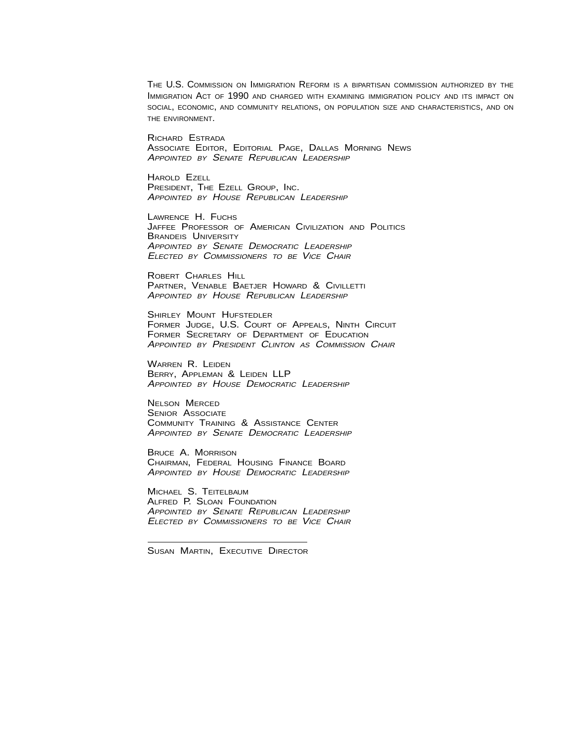The U.S. Commission on Immigration Reform is a bipartisan commission authorized by the Immigration Act of 1990 and charged with examining immigration policy and its impact on social, economic, and community relations, on population size and characteristics, and on the environment.

Richard Estrada
Associate Editor, Editorial Page, Dallas Morning News
*Appointed by Senate Republican Leadership*

Harold Ezell
President, The Ezell Group, Inc.
*Appointed by House Republican Leadership*

Lawrence H. Fuchs
Jaffee Professor of American Civilization and Politics
Brandeis University
*Appointed by Senate Democratic Leadership*
*Elected by Commissioners to be Vice Chair*

Robert Charles Hill
Partner, Venable Baetjer Howard & Civilletti
*Appointed by House Republican Leadership*

Shirley Mount Hufstedler
Former Judge, U.S. Court of Appeals, Ninth Circuit
Former Secretary of Department of Education
*Appointed by President Clinton as Commission Chair*

Warren R. Leiden
Berry, Appleman & Leiden LLP
*Appointed by House Democratic Leadership*

Nelson Merced
Senior Associate
Community Training & Assistance Center
*Appointed by Senate Democratic Leadership*

Bruce A. Morrison
Chairman, Federal Housing Finance Board
*Appointed by House Democratic Leadership*

Michael S. Teitelbaum
Alfred P. Sloan Foundation
*Appointed by Senate Republican Leadership*
*Elected by Commissioners to be Vice Chair*

---

Susan Martin, Executive Director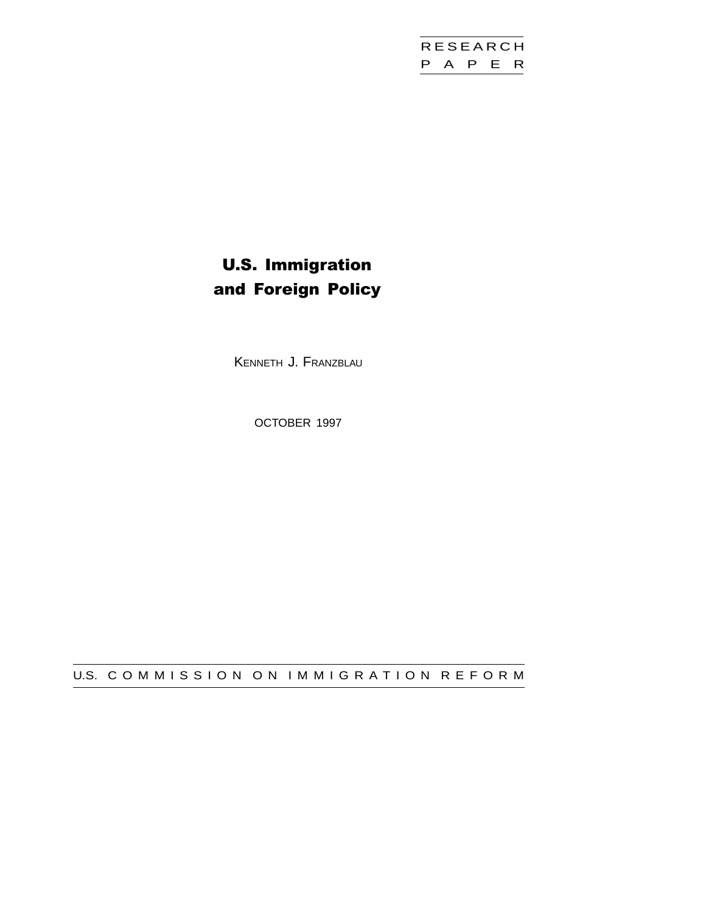RESEARCH PAPER

# U.S. Immigration and Foreign Policy

KENNETH J. FRANZBLAU

OCTOBER 1997

U.S. COMMISSION ON IMMIGRATION REFORM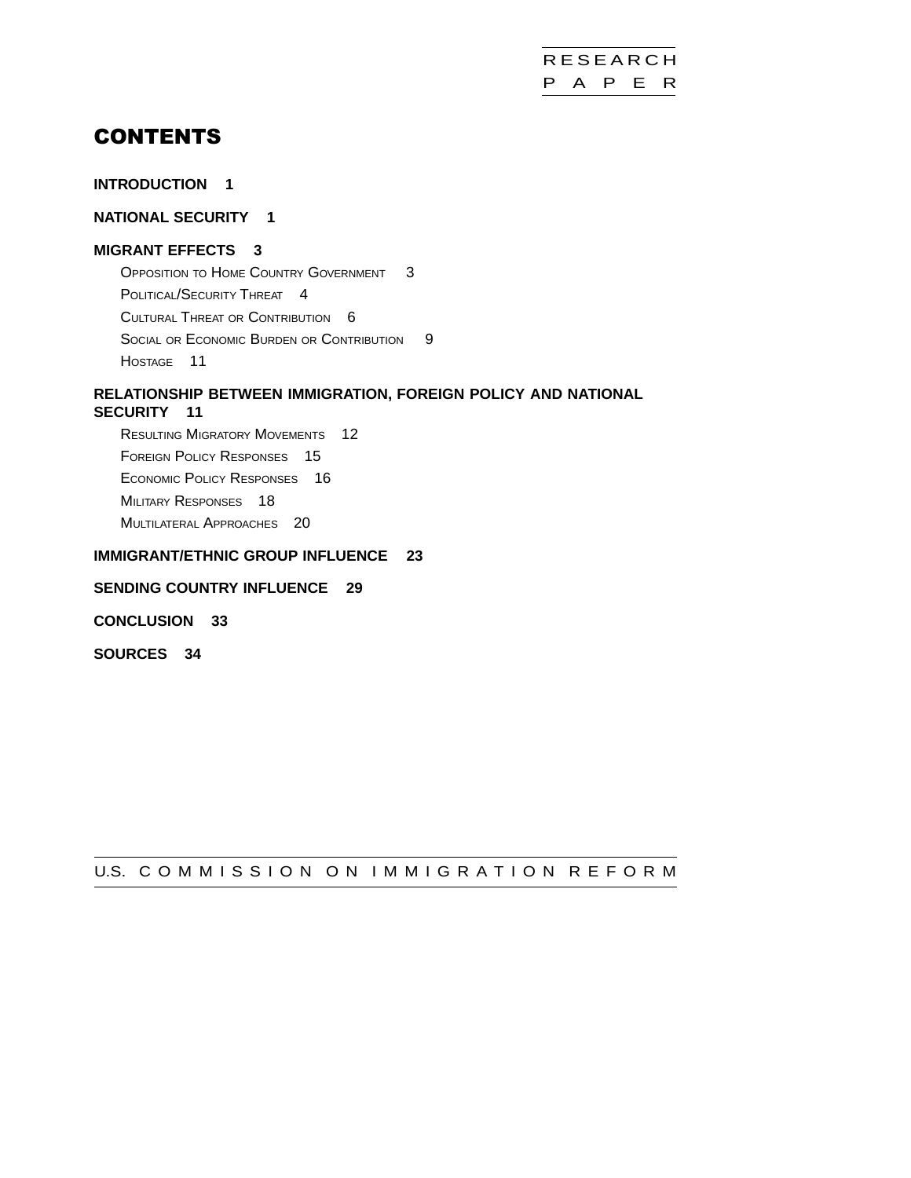# CONTENTS

**INTRODUCTION 1**

**NATIONAL SECURITY 1**

**MIGRANT EFFECTS 3**

- Opposition to Home Country Government 3
- Political/Security Threat 4
- Cultural Threat or Contribution 6
- Social or Economic Burden or Contribution 9
- Hostage 11

**RELATIONSHIP BETWEEN IMMIGRATION, FOREIGN POLICY AND NATIONAL SECURITY 11**

- Resulting Migratory Movements 12
- Foreign Policy Responses 15
- Economic Policy Responses 16
- Military Responses 18
- Multilateral Approaches 20

**IMMIGRANT/ETHNIC GROUP INFLUENCE 23**

**SENDING COUNTRY INFLUENCE 29**

**CONCLUSION 33**

**SOURCES 34**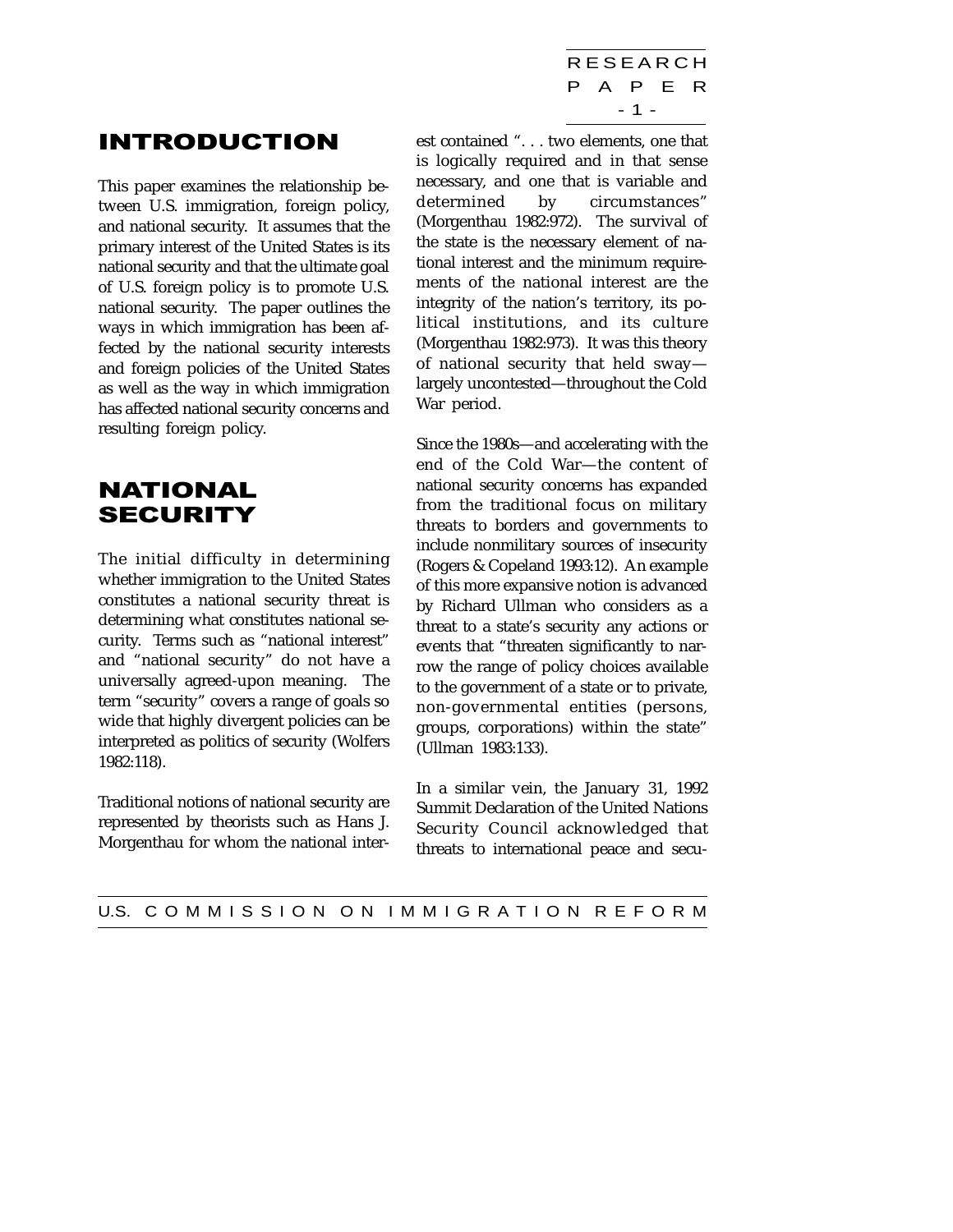# INTRODUCTION

This paper examines the relationship between U.S. immigration, foreign policy, and national security. It assumes that the primary interest of the United States is its national security and that the ultimate goal of U.S. foreign policy is to promote U.S. national security. The paper outlines the ways in which immigration has been affected by the national security interests and foreign policies of the United States as well as the way in which immigration has affected national security concerns and resulting foreign policy.

# NATIONAL SECURITY

The initial difficulty in determining whether immigration to the United States constitutes a national security threat is determining what constitutes national security. Terms such as "national interest" and "national security" do not have a universally agreed-upon meaning. The term "security" covers a range of goals so wide that highly divergent policies can be interpreted as politics of security (Wolfers 1982:118).

Traditional notions of national security are represented by theorists such as Hans J. Morgenthau for whom the national interest contained ". . . two elements, one that is logically required and in that sense necessary, and one that is variable and determined by circumstances" (Morgenthau 1982:972). The survival of the state is the necessary element of national interest and the minimum requirements of the national interest are the integrity of the nation's territory, its political institutions, and its culture (Morgenthau 1982:973). It was this theory of national security that held sway—largely uncontested—throughout the Cold War period.

Since the 1980s—and accelerating with the end of the Cold War—the content of national security concerns has expanded from the traditional focus on military threats to borders and governments to include nonmilitary sources of insecurity (Rogers & Copeland 1993:12). An example of this more expansive notion is advanced by Richard Ullman who considers as a threat to a state's security any actions or events that "threaten significantly to narrow the range of policy choices available to the government of a state or to private, non-governmental entities (persons, groups, corporations) within the state" (Ullman 1983:133).

In a similar vein, the January 31, 1992 Summit Declaration of the United Nations Security Council acknowledged that threats to international peace and secu-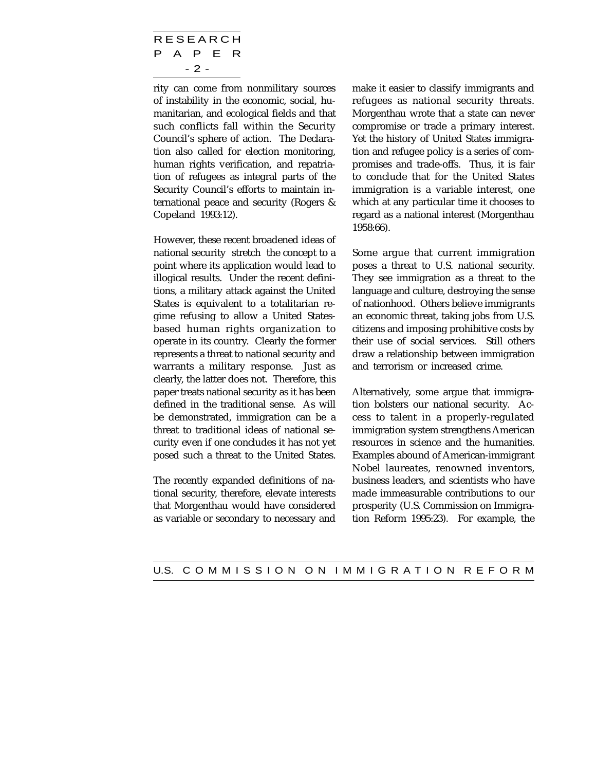rity can come from nonmilitary sources of instability in the economic, social, humanitarian, and ecological fields and that such conflicts fall within the Security Council's sphere of action. The Declaration also called for election monitoring, human rights verification, and repatriation of refugees as integral parts of the Security Council's efforts to maintain international peace and security (Rogers & Copeland 1993:12).

However, these recent broadened ideas of national security stretch the concept to a point where its application would lead to illogical results. Under the recent definitions, a military attack against the United States is equivalent to a totalitarian regime refusing to allow a United States-based human rights organization to operate in its country. Clearly the former represents a threat to national security and warrants a military response. Just as clearly, the latter does not. Therefore, this paper treats national security as it has been defined in the traditional sense. As will be demonstrated, immigration can be a threat to traditional ideas of national security even if one concludes it has not yet posed such a threat to the United States.

The recently expanded definitions of national security, therefore, elevate interests that Morgenthau would have considered as variable or secondary to necessary and make it easier to classify immigrants and refugees as national security threats. Morgenthau wrote that a state can never compromise or trade a primary interest. Yet the history of United States immigration and refugee policy is a series of compromises and trade-offs. Thus, it is fair to conclude that for the United States immigration is a variable interest, one which at any particular time it chooses to regard as a national interest (Morgenthau 1958:66).

Some argue that current immigration poses a threat to U.S. national security. They see immigration as a threat to the language and culture, destroying the sense of nationhood. Others believe immigrants an economic threat, taking jobs from U.S. citizens and imposing prohibitive costs by their use of social services. Still others draw a relationship between immigration and terrorism or increased crime.

Alternatively, some argue that immigration bolsters our national security. Access to talent in a properly-regulated immigration system strengthens American resources in science and the humanities. Examples abound of American-immigrant Nobel laureates, renowned inventors, business leaders, and scientists who have made immeasurable contributions to our prosperity (U.S. Commission on Immigration Reform 1995:23). For example, the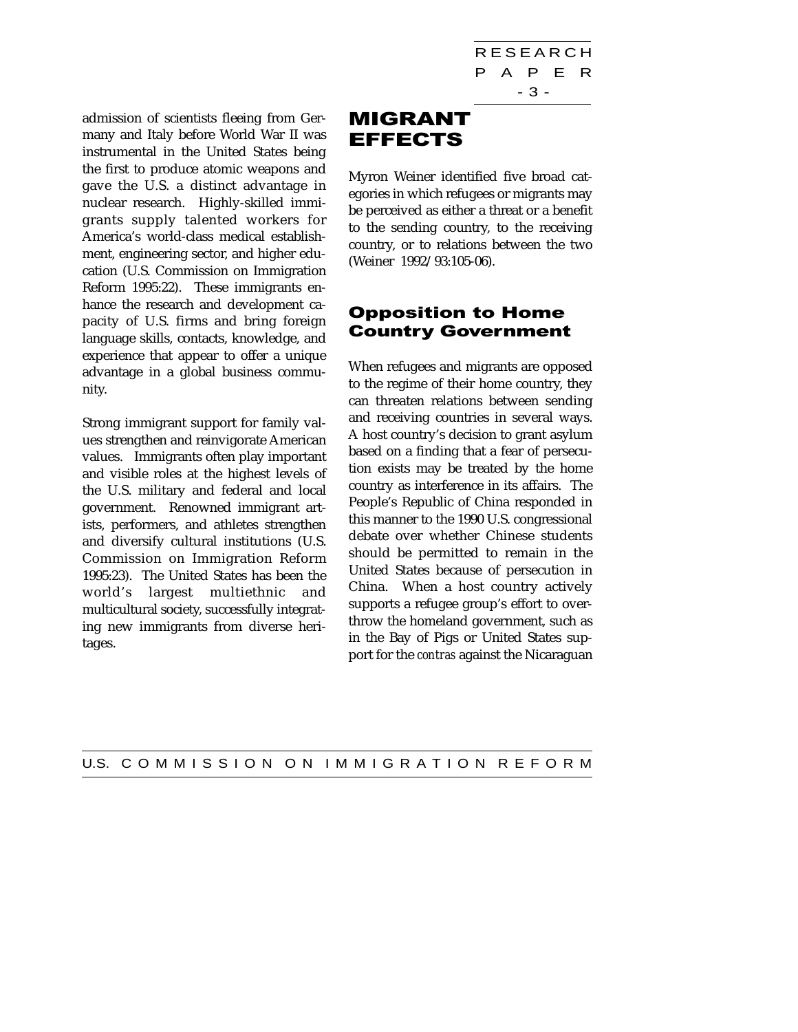admission of scientists fleeing from Germany and Italy before World War II was instrumental in the United States being the first to produce atomic weapons and gave the U.S. a distinct advantage in nuclear research. Highly-skilled immigrants supply talented workers for America's world-class medical establishment, engineering sector, and higher education (U.S. Commission on Immigration Reform 1995:22). These immigrants enhance the research and development capacity of U.S. firms and bring foreign language skills, contacts, knowledge, and experience that appear to offer a unique advantage in a global business community.

Strong immigrant support for family values strengthen and reinvigorate American values. Immigrants often play important and visible roles at the highest levels of the U.S. military and federal and local government. Renowned immigrant artists, performers, and athletes strengthen and diversify cultural institutions (U.S. Commission on Immigration Reform 1995:23). The United States has been the world's largest multiethnic and multicultural society, successfully integrating new immigrants from diverse heritages.

# MIGRANT EFFECTS

Myron Weiner identified five broad categories in which refugees or migrants may be perceived as either a threat or a benefit to the sending country, to the receiving country, or to relations between the two (Weiner 1992/93:105-06).

## Opposition to Home Country Government

When refugees and migrants are opposed to the regime of their home country, they can threaten relations between sending and receiving countries in several ways. A host country's decision to grant asylum based on a finding that a fear of persecution exists may be treated by the home country as interference in its affairs. The People's Republic of China responded in this manner to the 1990 U.S. congressional debate over whether Chinese students should be permitted to remain in the United States because of persecution in China. When a host country actively supports a refugee group's effort to overthrow the homeland government, such as in the Bay of Pigs or United States support for the *contras* against the Nicaraguan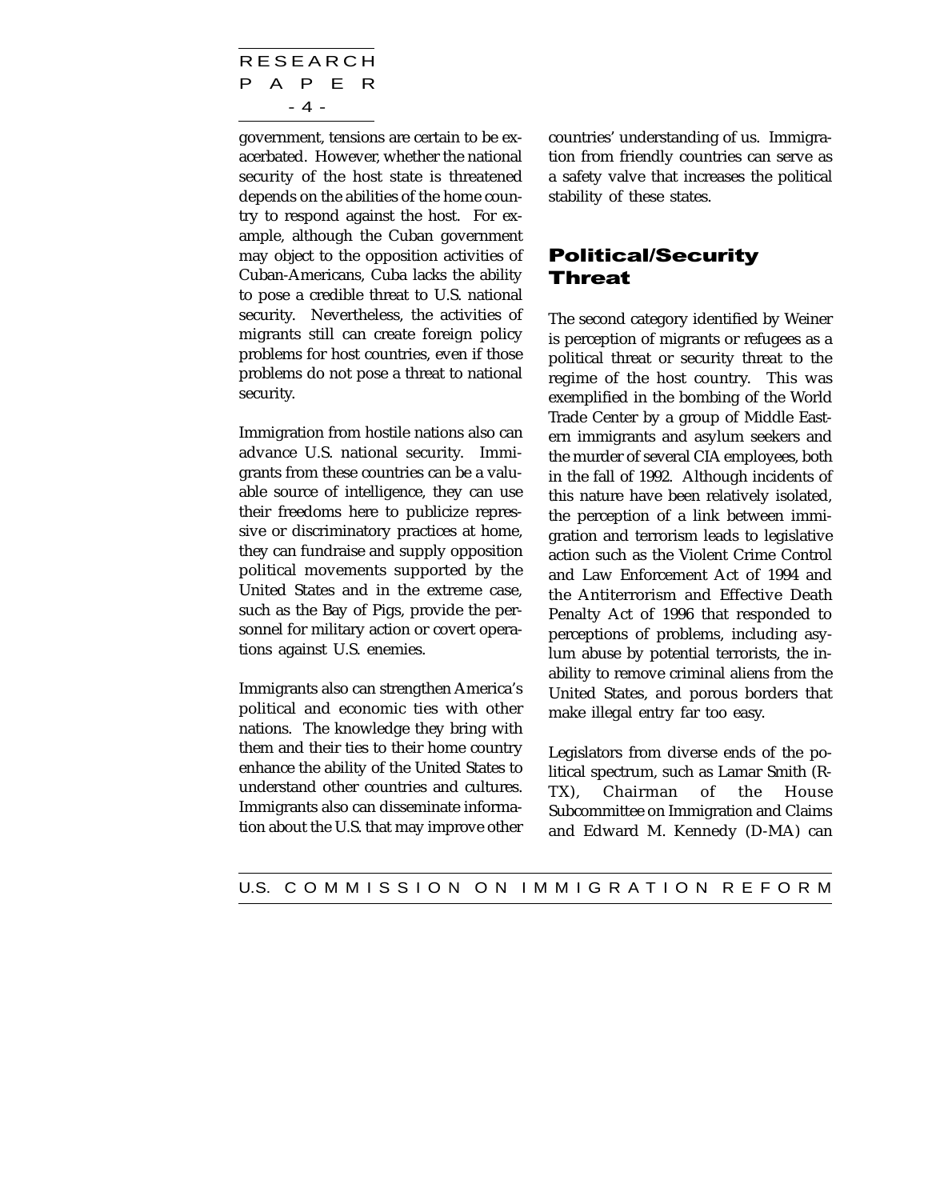government, tensions are certain to be exacerbated. However, whether the national security of the host state is threatened depends on the abilities of the home country to respond against the host. For example, although the Cuban government may object to the opposition activities of Cuban-Americans, Cuba lacks the ability to pose a credible threat to U.S. national security. Nevertheless, the activities of migrants still can create foreign policy problems for host countries, even if those problems do not pose a threat to national security.

Immigration from hostile nations also can advance U.S. national security. Immigrants from these countries can be a valuable source of intelligence, they can use their freedoms here to publicize repressive or discriminatory practices at home, they can fundraise and supply opposition political movements supported by the United States and in the extreme case, such as the Bay of Pigs, provide the personnel for military action or covert operations against U.S. enemies.

Immigrants also can strengthen America's political and economic ties with other nations. The knowledge they bring with them and their ties to their home country enhance the ability of the United States to understand other countries and cultures. Immigrants also can disseminate information about the U.S. that may improve other countries' understanding of us. Immigration from friendly countries can serve as a safety valve that increases the political stability of these states.

## Political/Security Threat

The second category identified by Weiner is perception of migrants or refugees as a political threat or security threat to the regime of the host country. This was exemplified in the bombing of the World Trade Center by a group of Middle Eastern immigrants and asylum seekers and the murder of several CIA employees, both in the fall of 1992. Although incidents of this nature have been relatively isolated, the perception of a link between immigration and terrorism leads to legislative action such as the Violent Crime Control and Law Enforcement Act of 1994 and the Antiterrorism and Effective Death Penalty Act of 1996 that responded to perceptions of problems, including asylum abuse by potential terrorists, the inability to remove criminal aliens from the United States, and porous borders that make illegal entry far too easy.

Legislators from diverse ends of the political spectrum, such as Lamar Smith (R-TX), Chairman of the House Subcommittee on Immigration and Claims and Edward M. Kennedy (D-MA) can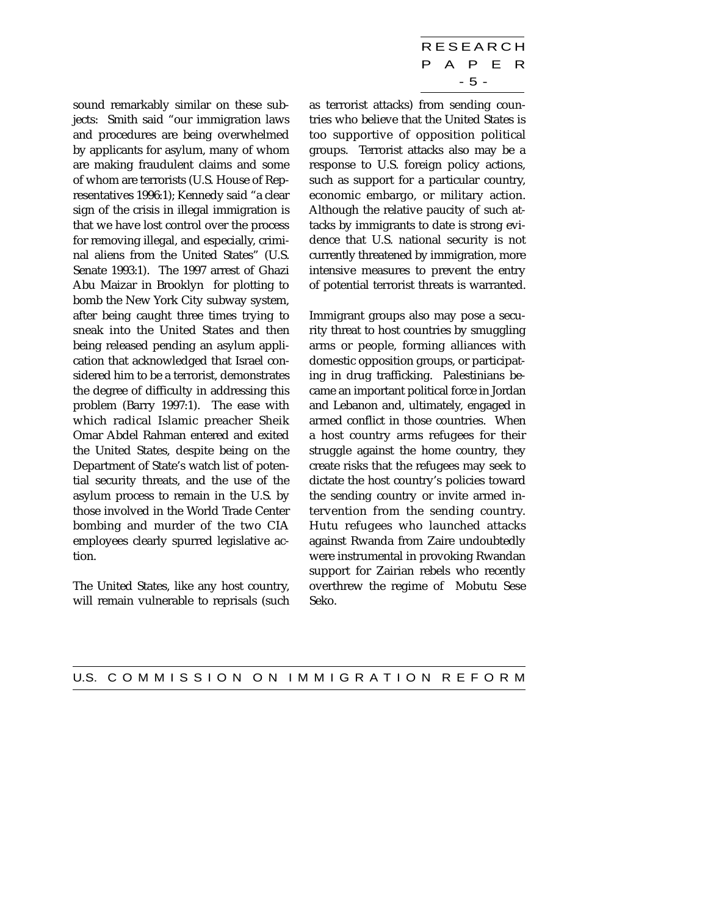sound remarkably similar on these subjects: Smith said "our immigration laws and procedures are being overwhelmed by applicants for asylum, many of whom are making fraudulent claims and some of whom are terrorists (U.S. House of Representatives 1996:1); Kennedy said "a clear sign of the crisis in illegal immigration is that we have lost control over the process for removing illegal, and especially, criminal aliens from the United States" (U.S. Senate 1993:1). The 1997 arrest of Ghazi Abu Maizar in Brooklyn for plotting to bomb the New York City subway system, after being caught three times trying to sneak into the United States and then being released pending an asylum application that acknowledged that Israel considered him to be a terrorist, demonstrates the degree of difficulty in addressing this problem (Barry 1997:1). The ease with which radical Islamic preacher Sheik Omar Abdel Rahman entered and exited the United States, despite being on the Department of State's watch list of potential security threats, and the use of the asylum process to remain in the U.S. by those involved in the World Trade Center bombing and murder of the two CIA employees clearly spurred legislative action.

The United States, like any host country, will remain vulnerable to reprisals (such as terrorist attacks) from sending countries who believe that the United States is too supportive of opposition political groups. Terrorist attacks also may be a response to U.S. foreign policy actions, such as support for a particular country, economic embargo, or military action. Although the relative paucity of such attacks by immigrants to date is strong evidence that U.S. national security is not currently threatened by immigration, more intensive measures to prevent the entry of potential terrorist threats is warranted.

Immigrant groups also may pose a security threat to host countries by smuggling arms or people, forming alliances with domestic opposition groups, or participating in drug trafficking. Palestinians became an important political force in Jordan and Lebanon and, ultimately, engaged in armed conflict in those countries. When a host country arms refugees for their struggle against the home country, they create risks that the refugees may seek to dictate the host country's policies toward the sending country or invite armed intervention from the sending country. Hutu refugees who launched attacks against Rwanda from Zaire undoubtedly were instrumental in provoking Rwandan support for Zairian rebels who recently overthrew the regime of Mobutu Sese Seko.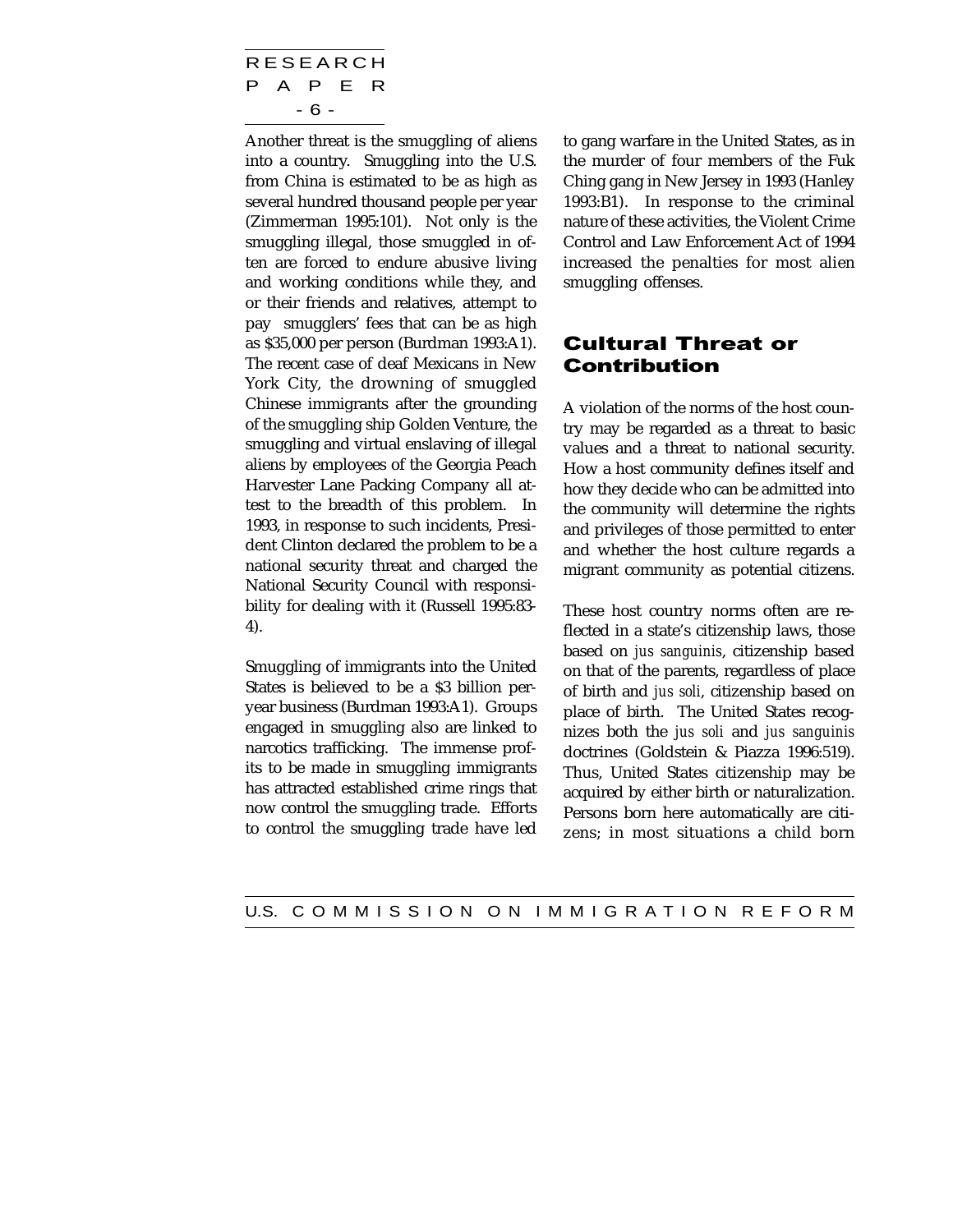Another threat is the smuggling of aliens into a country. Smuggling into the U.S. from China is estimated to be as high as several hundred thousand people per year (Zimmerman 1995:101). Not only is the smuggling illegal, those smuggled in often are forced to endure abusive living and working conditions while they, and or their friends and relatives, attempt to pay smugglers' fees that can be as high as $35,000 per person (Burdman 1993:A1). The recent case of deaf Mexicans in New York City, the drowning of smuggled Chinese immigrants after the grounding of the smuggling ship Golden Venture, the smuggling and virtual enslaving of illegal aliens by employees of the Georgia Peach Harvester Lane Packing Company all attest to the breadth of this problem. In 1993, in response to such incidents, President Clinton declared the problem to be a national security threat and charged the National Security Council with responsibility for dealing with it (Russell 1995:83-4).

Smuggling of immigrants into the United States is believed to be a $3 billion per-year business (Burdman 1993:A1). Groups engaged in smuggling also are linked to narcotics trafficking. The immense profits to be made in smuggling immigrants has attracted established crime rings that now control the smuggling trade. Efforts to control the smuggling trade have led to gang warfare in the United States, as in the murder of four members of the Fuk Ching gang in New Jersey in 1993 (Hanley 1993:B1). In response to the criminal nature of these activities, the Violent Crime Control and Law Enforcement Act of 1994 increased the penalties for most alien smuggling offenses.

## Cultural Threat or Contribution

A violation of the norms of the host country may be regarded as a threat to basic values and a threat to national security. How a host community defines itself and how they decide who can be admitted into the community will determine the rights and privileges of those permitted to enter and whether the host culture regards a migrant community as potential citizens.

These host country norms often are reflected in a state's citizenship laws, those based on *jus sanguinis*, citizenship based on that of the parents, regardless of place of birth and *jus soli*, citizenship based on place of birth. The United States recognizes both the *jus soli* and *jus sanguinis* doctrines (Goldstein & Piazza 1996:519). Thus, United States citizenship may be acquired by either birth or naturalization. Persons born here automatically are citizens; in most situations a child born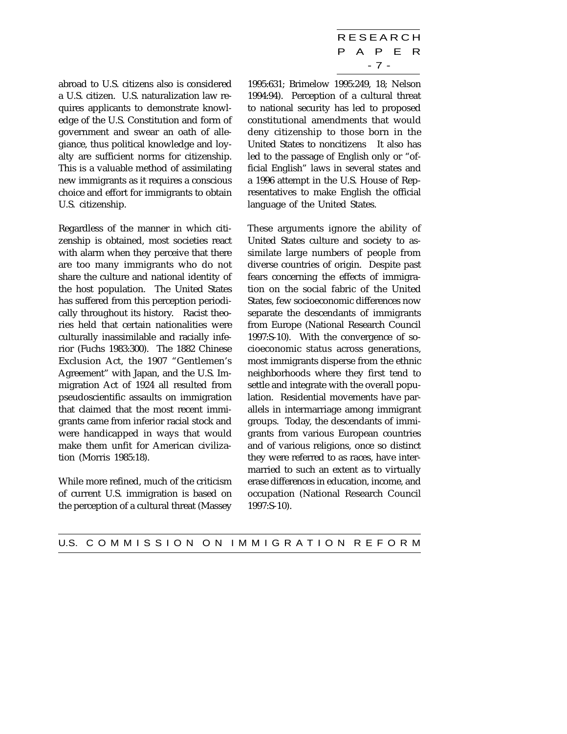abroad to U.S. citizens also is considered a U.S. citizen. U.S. naturalization law requires applicants to demonstrate knowledge of the U.S. Constitution and form of government and swear an oath of allegiance, thus political knowledge and loyalty are sufficient norms for citizenship. This is a valuable method of assimilating new immigrants as it requires a conscious choice and effort for immigrants to obtain U.S. citizenship.

Regardless of the manner in which citizenship is obtained, most societies react with alarm when they perceive that there are too many immigrants who do not share the culture and national identity of the host population. The United States has suffered from this perception periodically throughout its history. Racist theories held that certain nationalities were culturally inassimilable and racially inferior (Fuchs 1983:300). The 1882 Chinese Exclusion Act, the 1907 "Gentlemen's Agreement" with Japan, and the U.S. Immigration Act of 1924 all resulted from pseudoscientific assaults on immigration that claimed that the most recent immigrants came from inferior racial stock and were handicapped in ways that would make them unfit for American civilization (Morris 1985:18).

While more refined, much of the criticism of current U.S. immigration is based on the perception of a cultural threat (Massey 1995:631; Brimelow 1995:249, 18; Nelson 1994:94). Perception of a cultural threat to national security has led to proposed constitutional amendments that would deny citizenship to those born in the United States to noncitizens It also has led to the passage of English only or "official English" laws in several states and a 1996 attempt in the U.S. House of Representatives to make English the official language of the United States.

These arguments ignore the ability of United States culture and society to assimilate large numbers of people from diverse countries of origin. Despite past fears concerning the effects of immigration on the social fabric of the United States, few socioeconomic differences now separate the descendants of immigrants from Europe (National Research Council 1997:S-10). With the convergence of socioeconomic status across generations, most immigrants disperse from the ethnic neighborhoods where they first tend to settle and integrate with the overall population. Residential movements have parallels in intermarriage among immigrant groups. Today, the descendants of immigrants from various European countries and of various religions, once so distinct they were referred to as races, have intermarried to such an extent as to virtually erase differences in education, income, and occupation (National Research Council 1997:S-10).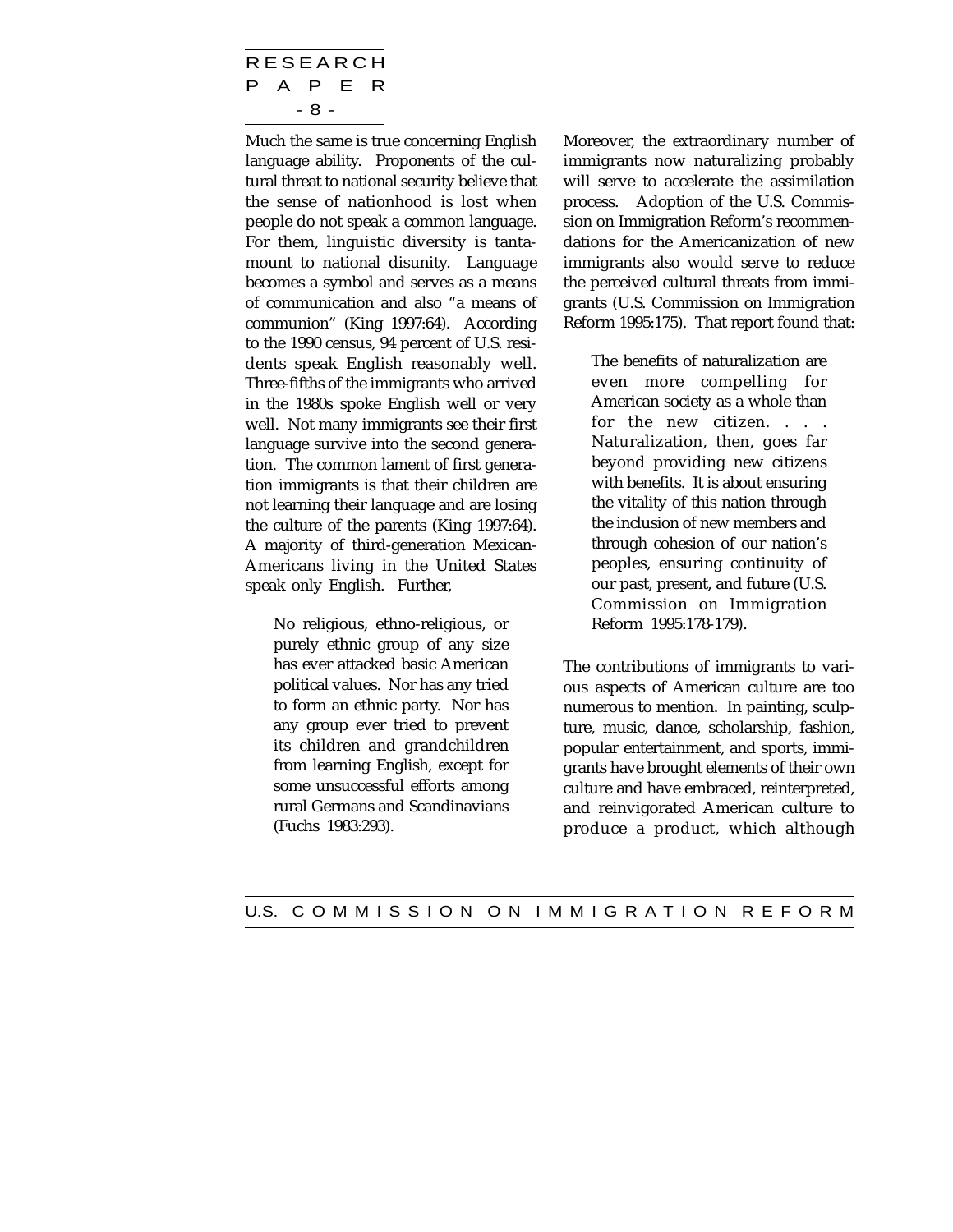Much the same is true concerning English language ability. Proponents of the cultural threat to national security believe that the sense of nationhood is lost when people do not speak a common language. For them, linguistic diversity is tantamount to national disunity. Language becomes a symbol and serves as a means of communication and also "a means of communion" (King 1997:64). According to the 1990 census, 94 percent of U.S. residents speak English reasonably well. Three-fifths of the immigrants who arrived in the 1980s spoke English well or very well. Not many immigrants see their first language survive into the second generation. The common lament of first generation immigrants is that their children are not learning their language and are losing the culture of the parents (King 1997:64). A majority of third-generation Mexican-Americans living in the United States speak only English. Further,

> No religious, ethno-religious, or purely ethnic group of any size has ever attacked basic American political values. Nor has any tried to form an ethnic party. Nor has any group ever tried to prevent its children and grandchildren from learning English, except for some unsuccessful efforts among rural Germans and Scandinavians (Fuchs 1983:293).

Moreover, the extraordinary number of immigrants now naturalizing probably will serve to accelerate the assimilation process. Adoption of the U.S. Commission on Immigration Reform's recommendations for the Americanization of new immigrants also would serve to reduce the perceived cultural threats from immigrants (U.S. Commission on Immigration Reform 1995:175). That report found that:

> The benefits of naturalization are even more compelling for American society as a whole than for the new citizen. . . . Naturalization, then, goes far beyond providing new citizens with benefits. It is about ensuring the vitality of this nation through the inclusion of new members and through cohesion of our nation's peoples, ensuring continuity of our past, present, and future (U.S. Commission on Immigration Reform 1995:178-179).

The contributions of immigrants to various aspects of American culture are too numerous to mention. In painting, sculpture, music, dance, scholarship, fashion, popular entertainment, and sports, immigrants have brought elements of their own culture and have embraced, reinterpreted, and reinvigorated American culture to produce a product, which although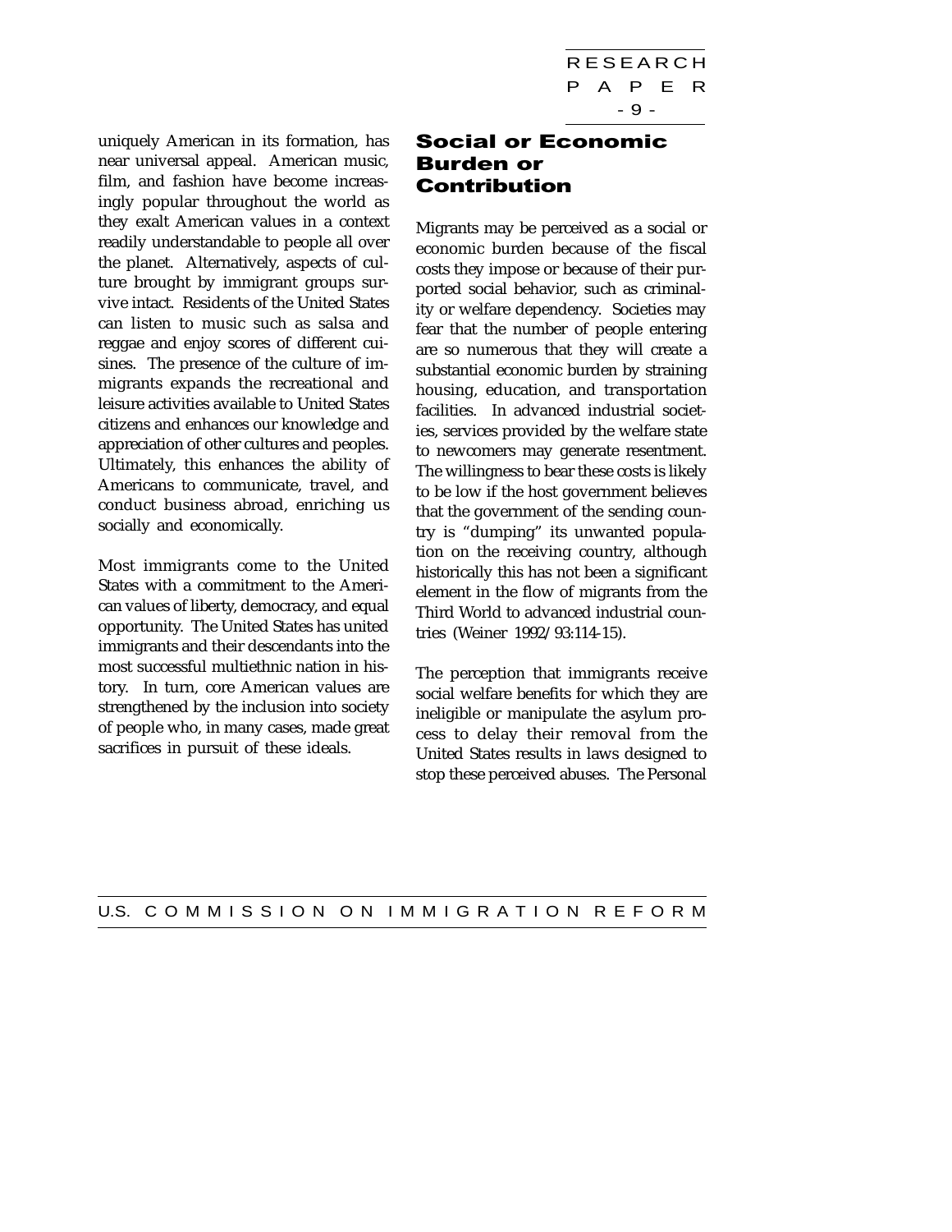uniquely American in its formation, has near universal appeal. American music, film, and fashion have become increasingly popular throughout the world as they exalt American values in a context readily understandable to people all over the planet. Alternatively, aspects of culture brought by immigrant groups survive intact. Residents of the United States can listen to music such as salsa and reggae and enjoy scores of different cuisines. The presence of the culture of immigrants expands the recreational and leisure activities available to United States citizens and enhances our knowledge and appreciation of other cultures and peoples. Ultimately, this enhances the ability of Americans to communicate, travel, and conduct business abroad, enriching us socially and economically.

Most immigrants come to the United States with a commitment to the American values of liberty, democracy, and equal opportunity. The United States has united immigrants and their descendants into the most successful multiethnic nation in history. In turn, core American values are strengthened by the inclusion into society of people who, in many cases, made great sacrifices in pursuit of these ideals.

## Social or Economic Burden or Contribution

Migrants may be perceived as a social or economic burden because of the fiscal costs they impose or because of their purported social behavior, such as criminality or welfare dependency. Societies may fear that the number of people entering are so numerous that they will create a substantial economic burden by straining housing, education, and transportation facilities. In advanced industrial societies, services provided by the welfare state to newcomers may generate resentment. The willingness to bear these costs is likely to be low if the host government believes that the government of the sending country is "dumping" its unwanted population on the receiving country, although historically this has not been a significant element in the flow of migrants from the Third World to advanced industrial countries (Weiner 1992/93:114-15).

The perception that immigrants receive social welfare benefits for which they are ineligible or manipulate the asylum process to delay their removal from the United States results in laws designed to stop these perceived abuses. The Personal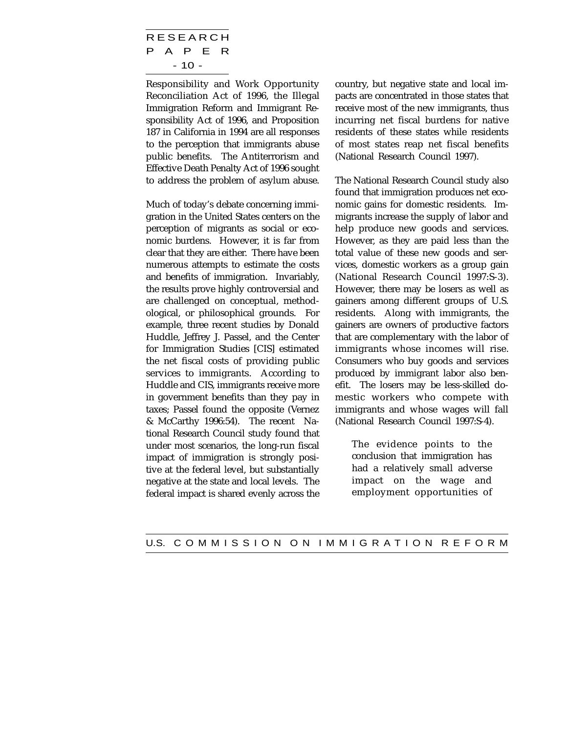Responsibility and Work Opportunity Reconciliation Act of 1996, the Illegal Immigration Reform and Immigrant Responsibility Act of 1996, and Proposition 187 in California in 1994 are all responses to the perception that immigrants abuse public benefits. The Antiterrorism and Effective Death Penalty Act of 1996 sought to address the problem of asylum abuse.

Much of today's debate concerning immigration in the United States centers on the perception of migrants as social or economic burdens. However, it is far from clear that they are either. There have been numerous attempts to estimate the costs and benefits of immigration. Invariably, the results prove highly controversial and are challenged on conceptual, methodological, or philosophical grounds. For example, three recent studies by Donald Huddle, Jeffrey J. Passel, and the Center for Immigration Studies [CIS] estimated the net fiscal costs of providing public services to immigrants. According to Huddle and CIS, immigrants receive more in government benefits than they pay in taxes; Passel found the opposite (Vernez & McCarthy 1996:54). The recent National Research Council study found that under most scenarios, the long-run fiscal impact of immigration is strongly positive at the federal level, but substantially negative at the state and local levels. The federal impact is shared evenly across the country, but negative state and local impacts are concentrated in those states that receive most of the new immigrants, thus incurring net fiscal burdens for native residents of these states while residents of most states reap net fiscal benefits (National Research Council 1997).

The National Research Council study also found that immigration produces net economic gains for domestic residents. Immigrants increase the supply of labor and help produce new goods and services. However, as they are paid less than the total value of these new goods and services, domestic workers as a group gain (National Research Council 1997:S-3). However, there may be losers as well as gainers among different groups of U.S. residents. Along with immigrants, the gainers are owners of productive factors that are complementary with the labor of immigrants whose incomes will rise. Consumers who buy goods and services produced by immigrant labor also benefit. The losers may be less-skilled domestic workers who compete with immigrants and whose wages will fall (National Research Council 1997:S-4).

> The evidence points to the conclusion that immigration has had a relatively small adverse impact on the wage and employment opportunities of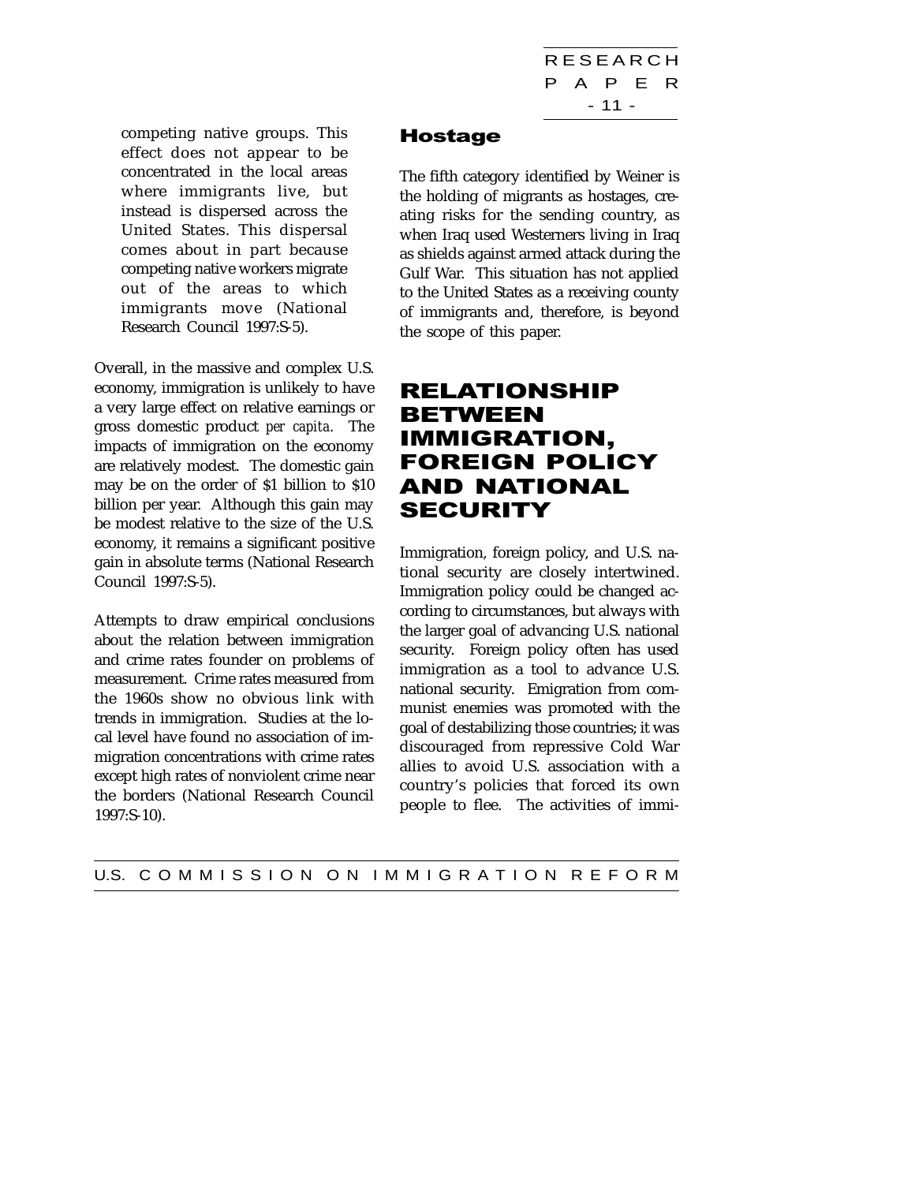competing native groups. This effect does not appear to be concentrated in the local areas where immigrants live, but instead is dispersed across the United States. This dispersal comes about in part because competing native workers migrate out of the areas to which immigrants move (National Research Council 1997:S-5).

Overall, in the massive and complex U.S. economy, immigration is unlikely to have a very large effect on relative earnings or gross domestic product *per capita*. The impacts of immigration on the economy are relatively modest. The domestic gain may be on the order of $1 billion to $10 billion per year. Although this gain may be modest relative to the size of the U.S. economy, it remains a significant positive gain in absolute terms (National Research Council 1997:S-5).

Attempts to draw empirical conclusions about the relation between immigration and crime rates founder on problems of measurement. Crime rates measured from the 1960s show no obvious link with trends in immigration. Studies at the local level have found no association of immigration concentrations with crime rates except high rates of nonviolent crime near the borders (National Research Council 1997:S-10).

### Hostage

The fifth category identified by Weiner is the holding of migrants as hostages, creating risks for the sending country, as when Iraq used Westerners living in Iraq as shields against armed attack during the Gulf War. This situation has not applied to the United States as a receiving county of immigrants and, therefore, is beyond the scope of this paper.

## RELATIONSHIP BETWEEN IMMIGRATION, FOREIGN POLICY AND NATIONAL SECURITY

Immigration, foreign policy, and U.S. national security are closely intertwined. Immigration policy could be changed according to circumstances, but always with the larger goal of advancing U.S. national security. Foreign policy often has used immigration as a tool to advance U.S. national security. Emigration from communist enemies was promoted with the goal of destabilizing those countries; it was discouraged from repressive Cold War allies to avoid U.S. association with a country's policies that forced its own people to flee. The activities of immi-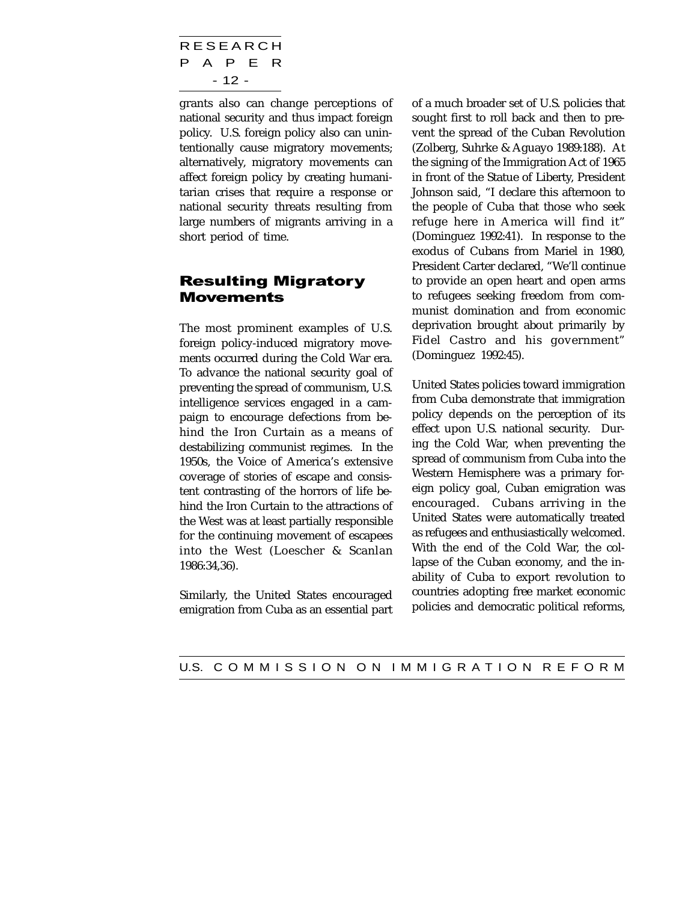grants also can change perceptions of national security and thus impact foreign policy. U.S. foreign policy also can unintentionally cause migratory movements; alternatively, migratory movements can affect foreign policy by creating humanitarian crises that require a response or national security threats resulting from large numbers of migrants arriving in a short period of time.

## Resulting Migratory Movements

The most prominent examples of U.S. foreign policy-induced migratory movements occurred during the Cold War era. To advance the national security goal of preventing the spread of communism, U.S. intelligence services engaged in a campaign to encourage defections from behind the Iron Curtain as a means of destabilizing communist regimes. In the 1950s, the Voice of America's extensive coverage of stories of escape and consistent contrasting of the horrors of life behind the Iron Curtain to the attractions of the West was at least partially responsible for the continuing movement of escapees into the West (Loescher & Scanlan 1986:34,36).

Similarly, the United States encouraged emigration from Cuba as an essential part of a much broader set of U.S. policies that sought first to roll back and then to prevent the spread of the Cuban Revolution (Zolberg, Suhrke & Aguayo 1989:188). At the signing of the Immigration Act of 1965 in front of the Statue of Liberty, President Johnson said, "I declare this afternoon to the people of Cuba that those who seek refuge here in America will find it" (Dominguez 1992:41). In response to the exodus of Cubans from Mariel in 1980, President Carter declared, "We'll continue to provide an open heart and open arms to refugees seeking freedom from communist domination and from economic deprivation brought about primarily by Fidel Castro and his government" (Dominguez 1992:45).

United States policies toward immigration from Cuba demonstrate that immigration policy depends on the perception of its effect upon U.S. national security. During the Cold War, when preventing the spread of communism from Cuba into the Western Hemisphere was a primary foreign policy goal, Cuban emigration was encouraged. Cubans arriving in the United States were automatically treated as refugees and enthusiastically welcomed. With the end of the Cold War, the collapse of the Cuban economy, and the inability of Cuba to export revolution to countries adopting free market economic policies and democratic political reforms,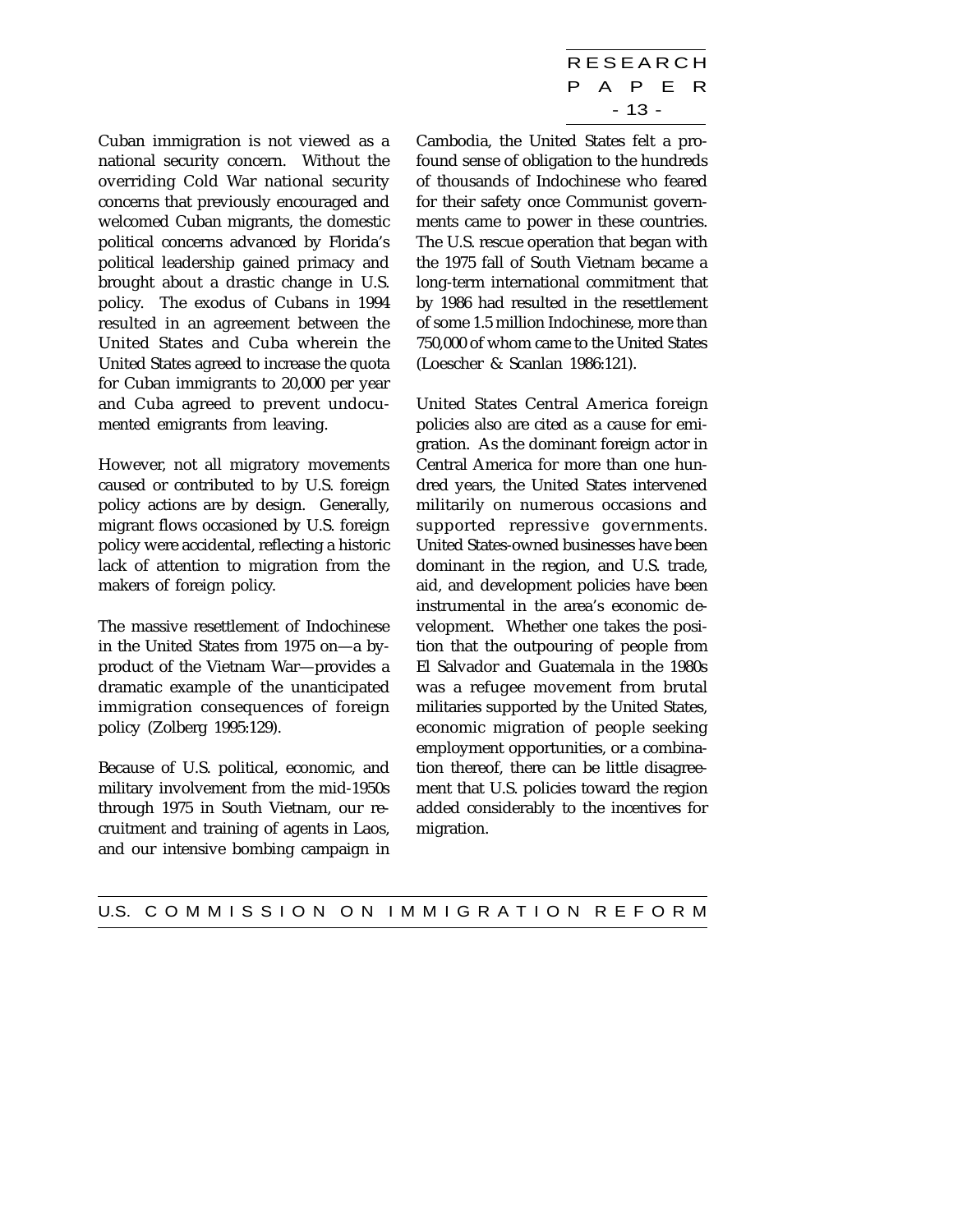Cuban immigration is not viewed as a national security concern. Without the overriding Cold War national security concerns that previously encouraged and welcomed Cuban migrants, the domestic political concerns advanced by Florida's political leadership gained primacy and brought about a drastic change in U.S. policy. The exodus of Cubans in 1994 resulted in an agreement between the United States and Cuba wherein the United States agreed to increase the quota for Cuban immigrants to 20,000 per year and Cuba agreed to prevent undocumented emigrants from leaving.

However, not all migratory movements caused or contributed to by U.S. foreign policy actions are by design. Generally, migrant flows occasioned by U.S. foreign policy were accidental, reflecting a historic lack of attention to migration from the makers of foreign policy.

The massive resettlement of Indochinese in the United States from 1975 on—a by-product of the Vietnam War—provides a dramatic example of the unanticipated immigration consequences of foreign policy (Zolberg 1995:129).

Because of U.S. political, economic, and military involvement from the mid-1950s through 1975 in South Vietnam, our recruitment and training of agents in Laos, and our intensive bombing campaign in Cambodia, the United States felt a profound sense of obligation to the hundreds of thousands of Indochinese who feared for their safety once Communist governments came to power in these countries. The U.S. rescue operation that began with the 1975 fall of South Vietnam became a long-term international commitment that by 1986 had resulted in the resettlement of some 1.5 million Indochinese, more than 750,000 of whom came to the United States (Loescher & Scanlan 1986:121).

United States Central America foreign policies also are cited as a cause for emigration. As the dominant foreign actor in Central America for more than one hundred years, the United States intervened militarily on numerous occasions and supported repressive governments. United States-owned businesses have been dominant in the region, and U.S. trade, aid, and development policies have been instrumental in the area's economic development. Whether one takes the position that the outpouring of people from El Salvador and Guatemala in the 1980s was a refugee movement from brutal militaries supported by the United States, economic migration of people seeking employment opportunities, or a combination thereof, there can be little disagreement that U.S. policies toward the region added considerably to the incentives for migration.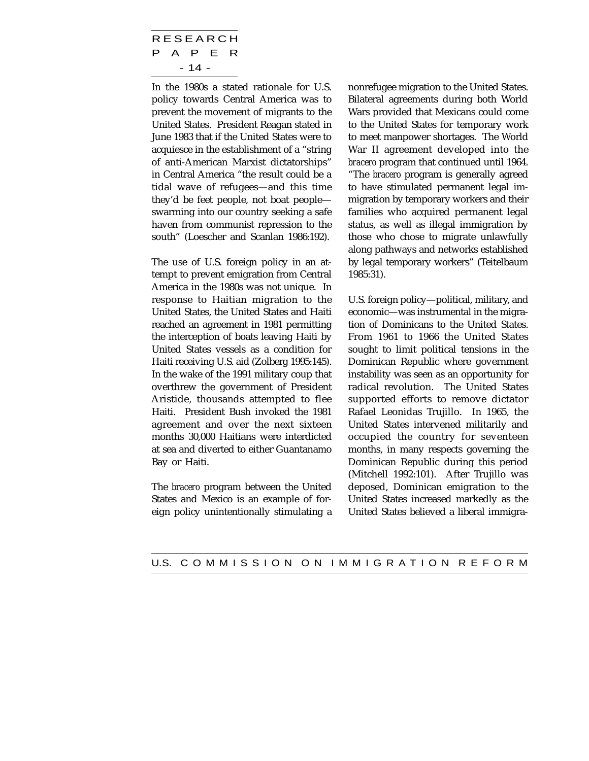In the 1980s a stated rationale for U.S. policy towards Central America was to prevent the movement of migrants to the United States. President Reagan stated in June 1983 that if the United States were to acquiesce in the establishment of a "string of anti-American Marxist dictatorships" in Central America "the result could be a tidal wave of refugees—and this time they'd be feet people, not boat people—swarming into our country seeking a safe haven from communist repression to the south" (Loescher and Scanlan 1986:192).

The use of U.S. foreign policy in an attempt to prevent emigration from Central America in the 1980s was not unique. In response to Haitian migration to the United States, the United States and Haiti reached an agreement in 1981 permitting the interception of boats leaving Haiti by United States vessels as a condition for Haiti receiving U.S. aid (Zolberg 1995:145). In the wake of the 1991 military coup that overthrew the government of President Aristide, thousands attempted to flee Haiti. President Bush invoked the 1981 agreement and over the next sixteen months 30,000 Haitians were interdicted at sea and diverted to either Guantanamo Bay or Haiti.

The *bracero* program between the United States and Mexico is an example of foreign policy unintentionally stimulating a nonrefugee migration to the United States. Bilateral agreements during both World Wars provided that Mexicans could come to the United States for temporary work to meet manpower shortages. The World War II agreement developed into the *bracero* program that continued until 1964. "The *bracero* program is generally agreed to have stimulated permanent legal immigration by temporary workers and their families who acquired permanent legal status, as well as illegal immigration by those who chose to migrate unlawfully along pathways and networks established by legal temporary workers" (Teitelbaum 1985:31).

U.S. foreign policy—political, military, and economic—was instrumental in the migration of Dominicans to the United States. From 1961 to 1966 the United States sought to limit political tensions in the Dominican Republic where government instability was seen as an opportunity for radical revolution. The United States supported efforts to remove dictator Rafael Leonidas Trujillo. In 1965, the United States intervened militarily and occupied the country for seventeen months, in many respects governing the Dominican Republic during this period (Mitchell 1992:101). After Trujillo was deposed, Dominican emigration to the United States increased markedly as the United States believed a liberal immigra-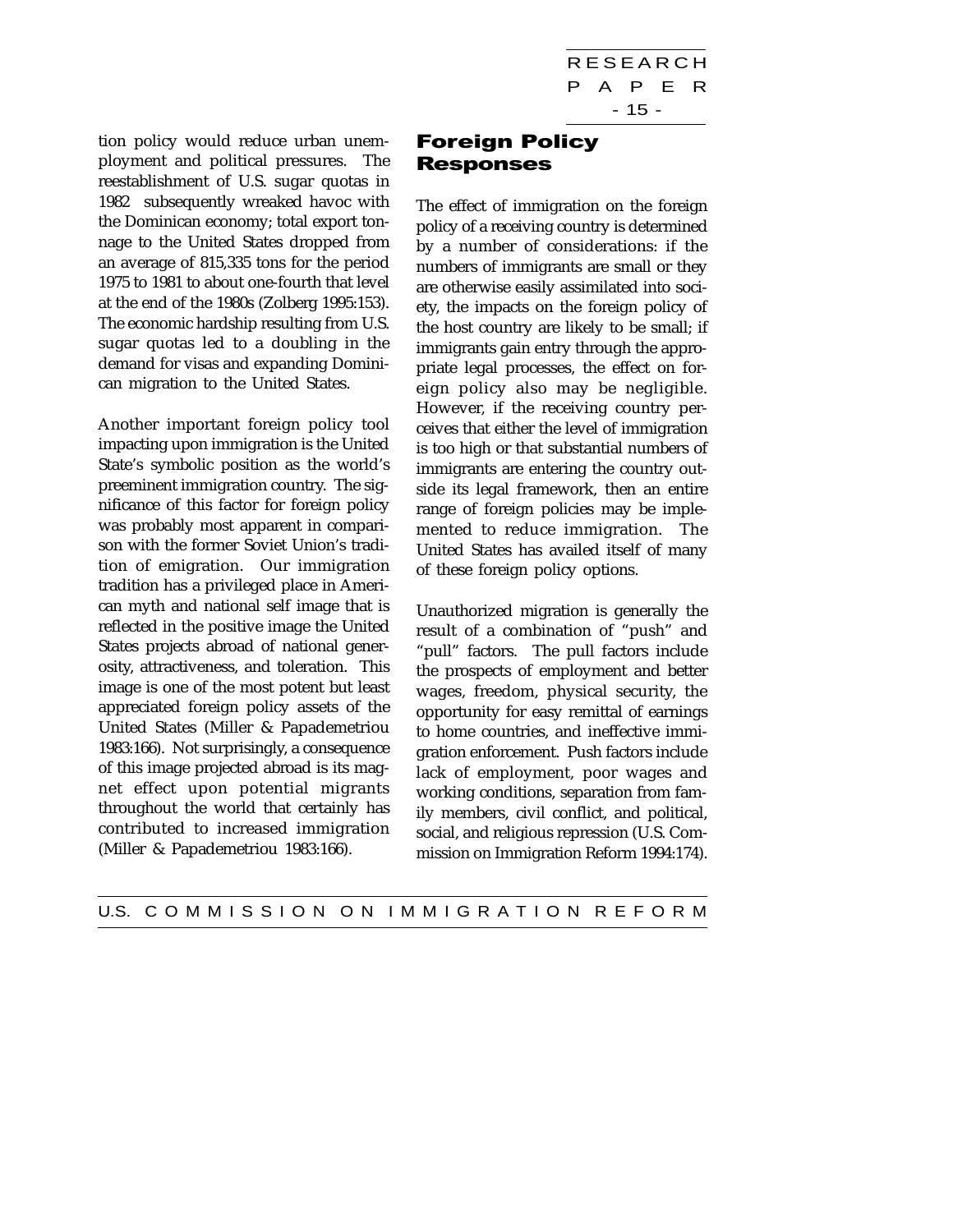tion policy would reduce urban unemployment and political pressures. The reestablishment of U.S. sugar quotas in 1982 subsequently wreaked havoc with the Dominican economy; total export tonnage to the United States dropped from an average of 815,335 tons for the period 1975 to 1981 to about one-fourth that level at the end of the 1980s (Zolberg 1995:153). The economic hardship resulting from U.S. sugar quotas led to a doubling in the demand for visas and expanding Dominican migration to the United States.

Another important foreign policy tool impacting upon immigration is the United State's symbolic position as the world's preeminent immigration country. The significance of this factor for foreign policy was probably most apparent in comparison with the former Soviet Union's tradition of emigration. Our immigration tradition has a privileged place in American myth and national self image that is reflected in the positive image the United States projects abroad of national generosity, attractiveness, and toleration. This image is one of the most potent but least appreciated foreign policy assets of the United States (Miller & Papademetriou 1983:166). Not surprisingly, a consequence of this image projected abroad is its magnet effect upon potential migrants throughout the world that certainly has contributed to increased immigration (Miller & Papademetriou 1983:166).

## Foreign Policy Responses

The effect of immigration on the foreign policy of a receiving country is determined by a number of considerations: if the numbers of immigrants are small or they are otherwise easily assimilated into society, the impacts on the foreign policy of the host country are likely to be small; if immigrants gain entry through the appropriate legal processes, the effect on foreign policy also may be negligible. However, if the receiving country perceives that either the level of immigration is too high or that substantial numbers of immigrants are entering the country outside its legal framework, then an entire range of foreign policies may be implemented to reduce immigration. The United States has availed itself of many of these foreign policy options.

Unauthorized migration is generally the result of a combination of "push" and "pull" factors. The pull factors include the prospects of employment and better wages, freedom, physical security, the opportunity for easy remittal of earnings to home countries, and ineffective immigration enforcement. Push factors include lack of employment, poor wages and working conditions, separation from family members, civil conflict, and political, social, and religious repression (U.S. Commission on Immigration Reform 1994:174).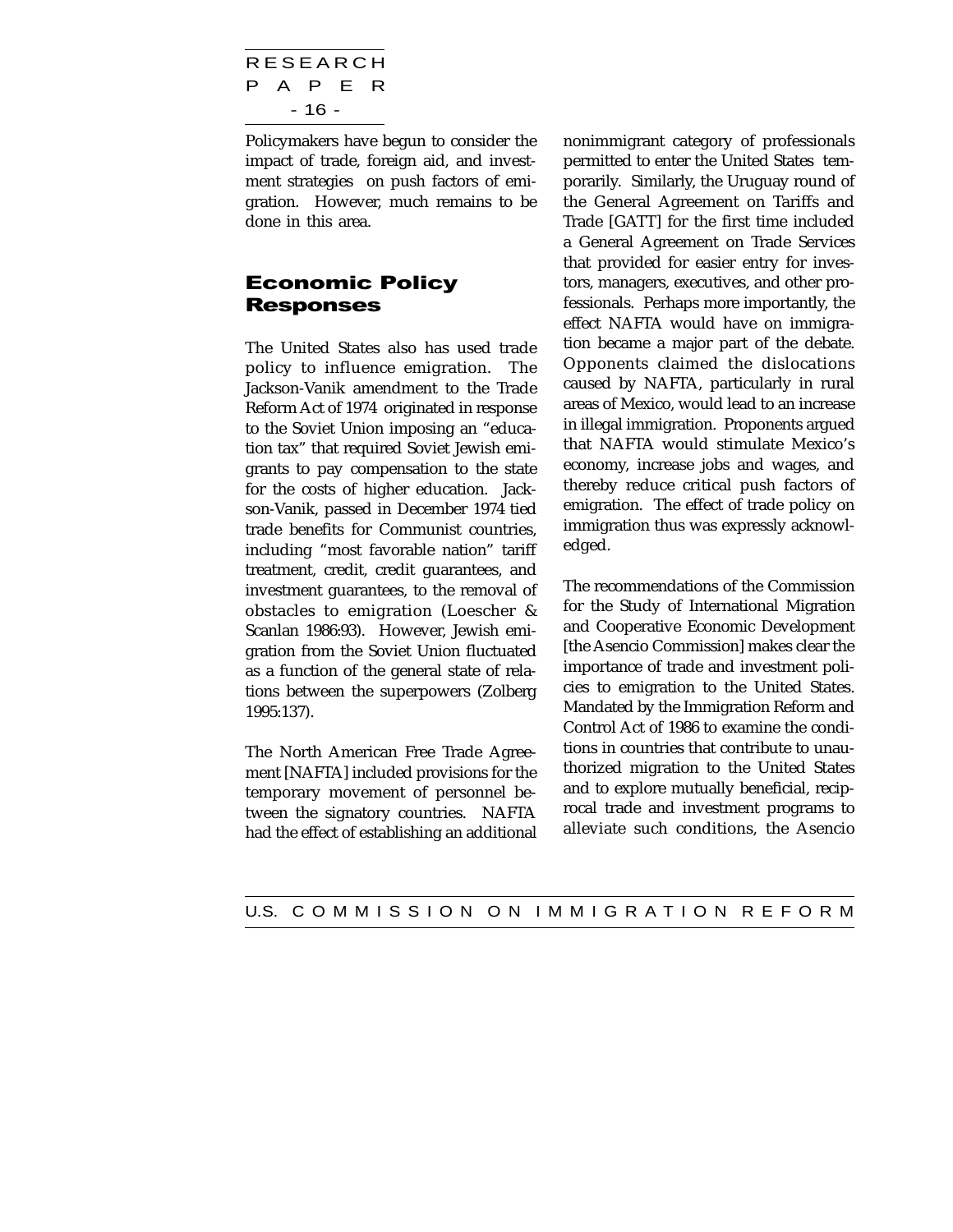Policymakers have begun to consider the impact of trade, foreign aid, and investment strategies on push factors of emigration. However, much remains to be done in this area.

## Economic Policy Responses

The United States also has used trade policy to influence emigration. The Jackson-Vanik amendment to the Trade Reform Act of 1974 originated in response to the Soviet Union imposing an "education tax" that required Soviet Jewish emigrants to pay compensation to the state for the costs of higher education. Jackson-Vanik, passed in December 1974 tied trade benefits for Communist countries, including "most favorable nation" tariff treatment, credit, credit guarantees, and investment guarantees, to the removal of obstacles to emigration (Loescher & Scanlan 1986:93). However, Jewish emigration from the Soviet Union fluctuated as a function of the general state of relations between the superpowers (Zolberg 1995:137).

The North American Free Trade Agreement [NAFTA] included provisions for the temporary movement of personnel between the signatory countries. NAFTA had the effect of establishing an additional nonimmigrant category of professionals permitted to enter the United States temporarily. Similarly, the Uruguay round of the General Agreement on Tariffs and Trade [GATT] for the first time included a General Agreement on Trade Services that provided for easier entry for investors, managers, executives, and other professionals. Perhaps more importantly, the effect NAFTA would have on immigration became a major part of the debate. Opponents claimed the dislocations caused by NAFTA, particularly in rural areas of Mexico, would lead to an increase in illegal immigration. Proponents argued that NAFTA would stimulate Mexico's economy, increase jobs and wages, and thereby reduce critical push factors of emigration. The effect of trade policy on immigration thus was expressly acknowledged.

The recommendations of the Commission for the Study of International Migration and Cooperative Economic Development [the Asencio Commission] makes clear the importance of trade and investment policies to emigration to the United States. Mandated by the Immigration Reform and Control Act of 1986 to examine the conditions in countries that contribute to unauthorized migration to the United States and to explore mutually beneficial, reciprocal trade and investment programs to alleviate such conditions, the Asencio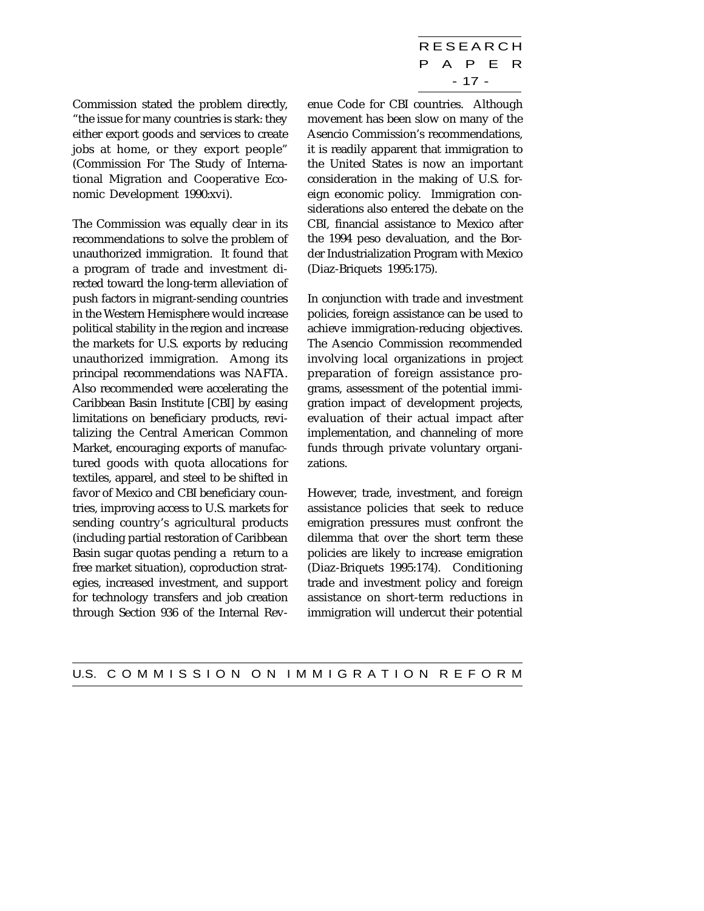Commission stated the problem directly, "the issue for many countries is stark: they either export goods and services to create jobs at home, or they export people" (Commission For The Study of International Migration and Cooperative Economic Development 1990:xvi).

The Commission was equally clear in its recommendations to solve the problem of unauthorized immigration. It found that a program of trade and investment directed toward the long-term alleviation of push factors in migrant-sending countries in the Western Hemisphere would increase political stability in the region and increase the markets for U.S. exports by reducing unauthorized immigration. Among its principal recommendations was NAFTA. Also recommended were accelerating the Caribbean Basin Institute [CBI] by easing limitations on beneficiary products, revitalizing the Central American Common Market, encouraging exports of manufactured goods with quota allocations for textiles, apparel, and steel to be shifted in favor of Mexico and CBI beneficiary countries, improving access to U.S. markets for sending country's agricultural products (including partial restoration of Caribbean Basin sugar quotas pending a return to a free market situation), coproduction strategies, increased investment, and support for technology transfers and job creation through Section 936 of the Internal Revenue Code for CBI countries. Although movement has been slow on many of the Asencio Commission's recommendations, it is readily apparent that immigration to the United States is now an important consideration in the making of U.S. foreign economic policy. Immigration considerations also entered the debate on the CBI, financial assistance to Mexico after the 1994 peso devaluation, and the Border Industrialization Program with Mexico (Diaz-Briquets 1995:175).

In conjunction with trade and investment policies, foreign assistance can be used to achieve immigration-reducing objectives. The Asencio Commission recommended involving local organizations in project preparation of foreign assistance programs, assessment of the potential immigration impact of development projects, evaluation of their actual impact after implementation, and channeling of more funds through private voluntary organizations.

However, trade, investment, and foreign assistance policies that seek to reduce emigration pressures must confront the dilemma that over the short term these policies are likely to increase emigration (Diaz-Briquets 1995:174). Conditioning trade and investment policy and foreign assistance on short-term reductions in immigration will undercut their potential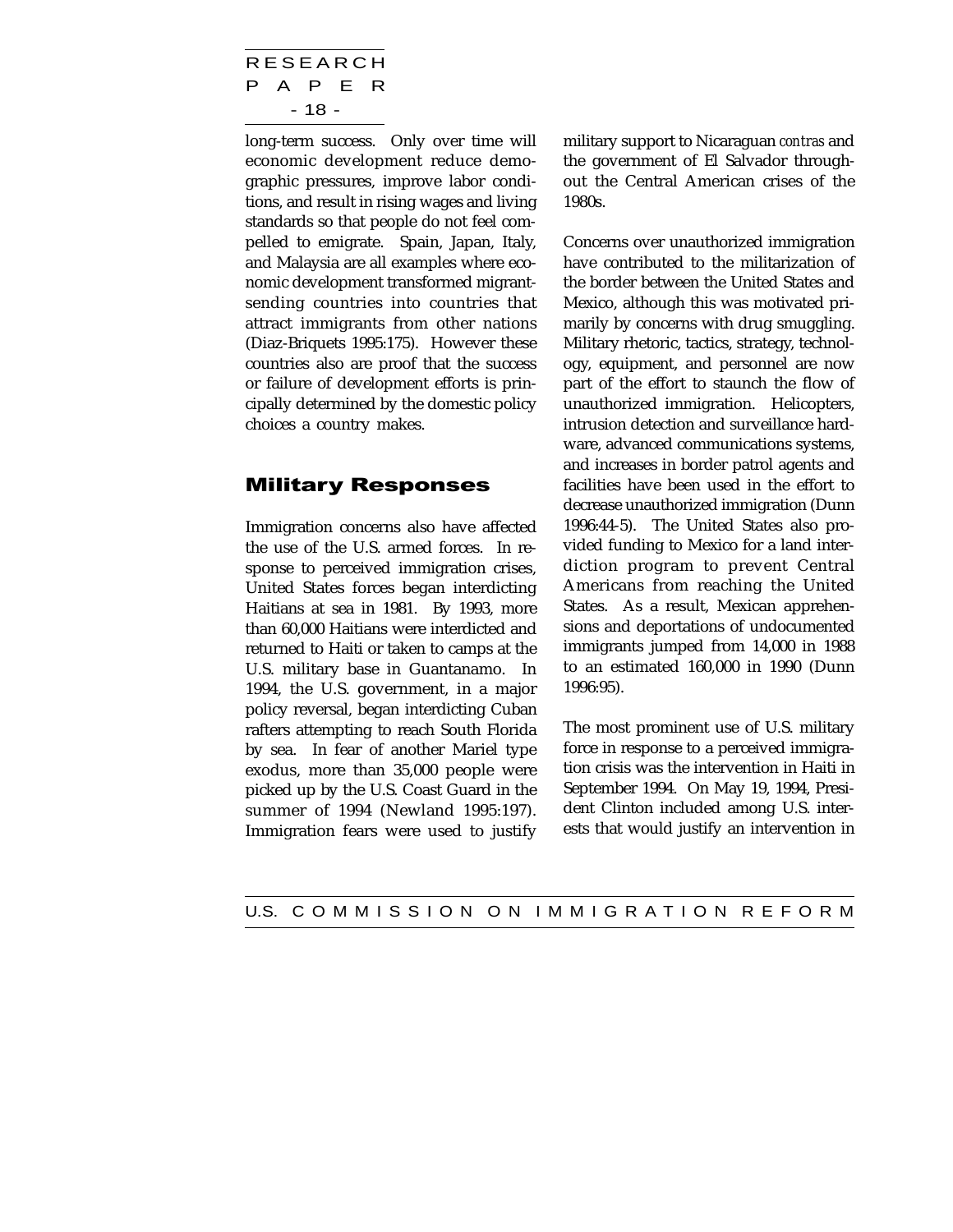long-term success. Only over time will economic development reduce demographic pressures, improve labor conditions, and result in rising wages and living standards so that people do not feel compelled to emigrate. Spain, Japan, Italy, and Malaysia are all examples where economic development transformed migrant-sending countries into countries that attract immigrants from other nations (Diaz-Briquets 1995:175). However these countries also are proof that the success or failure of development efforts is principally determined by the domestic policy choices a country makes.

## Military Responses

Immigration concerns also have affected the use of the U.S. armed forces. In response to perceived immigration crises, United States forces began interdicting Haitians at sea in 1981. By 1993, more than 60,000 Haitians were interdicted and returned to Haiti or taken to camps at the U.S. military base in Guantanamo. In 1994, the U.S. government, in a major policy reversal, began interdicting Cuban rafters attempting to reach South Florida by sea. In fear of another Mariel type exodus, more than 35,000 people were picked up by the U.S. Coast Guard in the summer of 1994 (Newland 1995:197). Immigration fears were used to justify military support to Nicaraguan *contras* and the government of El Salvador throughout the Central American crises of the 1980s.

Concerns over unauthorized immigration have contributed to the militarization of the border between the United States and Mexico, although this was motivated primarily by concerns with drug smuggling. Military rhetoric, tactics, strategy, technology, equipment, and personnel are now part of the effort to staunch the flow of unauthorized immigration. Helicopters, intrusion detection and surveillance hardware, advanced communications systems, and increases in border patrol agents and facilities have been used in the effort to decrease unauthorized immigration (Dunn 1996:44-5). The United States also provided funding to Mexico for a land interdiction program to prevent Central Americans from reaching the United States. As a result, Mexican apprehensions and deportations of undocumented immigrants jumped from 14,000 in 1988 to an estimated 160,000 in 1990 (Dunn 1996:95).

The most prominent use of U.S. military force in response to a perceived immigration crisis was the intervention in Haiti in September 1994. On May 19, 1994, President Clinton included among U.S. interests that would justify an intervention in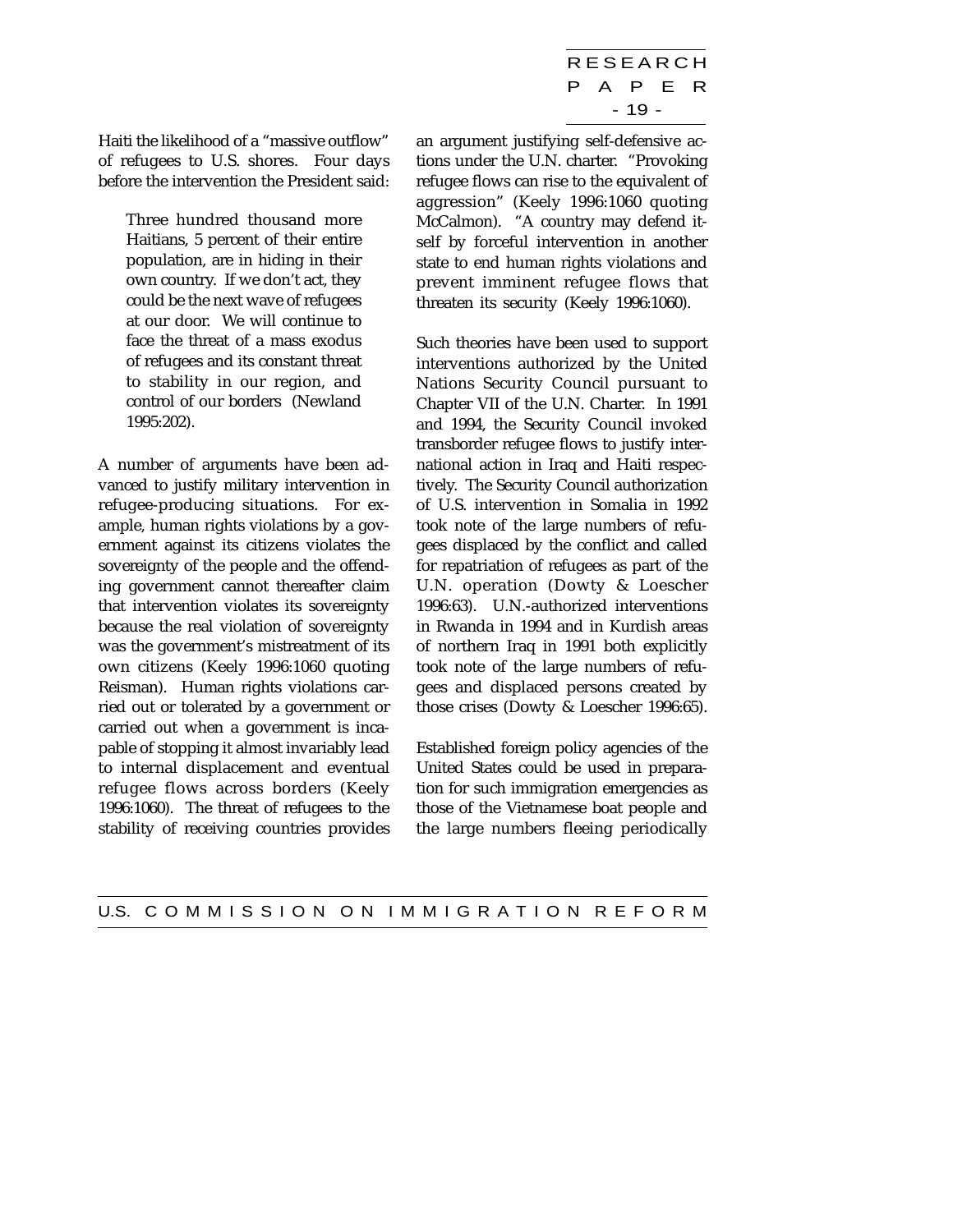Haiti the likelihood of a "massive outflow" of refugees to U.S. shores. Four days before the intervention the President said:

> Three hundred thousand more Haitians, 5 percent of their entire population, are in hiding in their own country. If we don't act, they could be the next wave of refugees at our door. We will continue to face the threat of a mass exodus of refugees and its constant threat to stability in our region, and control of our borders (Newland 1995:202).

A number of arguments have been advanced to justify military intervention in refugee-producing situations. For example, human rights violations by a government against its citizens violates the sovereignty of the people and the offending government cannot thereafter claim that intervention violates its sovereignty because the real violation of sovereignty was the government's mistreatment of its own citizens (Keely 1996:1060 quoting Reisman). Human rights violations carried out or tolerated by a government or carried out when a government is incapable of stopping it almost invariably lead to internal displacement and eventual refugee flows across borders (Keely 1996:1060). The threat of refugees to the stability of receiving countries provides an argument justifying self-defensive actions under the U.N. charter. "Provoking refugee flows can rise to the equivalent of aggression" (Keely 1996:1060 quoting McCalmon). "A country may defend itself by forceful intervention in another state to end human rights violations and prevent imminent refugee flows that threaten its security (Keely 1996:1060).

Such theories have been used to support interventions authorized by the United Nations Security Council pursuant to Chapter VII of the U.N. Charter. In 1991 and 1994, the Security Council invoked transborder refugee flows to justify international action in Iraq and Haiti respectively. The Security Council authorization of U.S. intervention in Somalia in 1992 took note of the large numbers of refugees displaced by the conflict and called for repatriation of refugees as part of the U.N. operation (Dowty & Loescher 1996:63). U.N.-authorized interventions in Rwanda in 1994 and in Kurdish areas of northern Iraq in 1991 both explicitly took note of the large numbers of refugees and displaced persons created by those crises (Dowty & Loescher 1996:65).

Established foreign policy agencies of the United States could be used in preparation for such immigration emergencies as those of the Vietnamese boat people and the large numbers fleeing periodically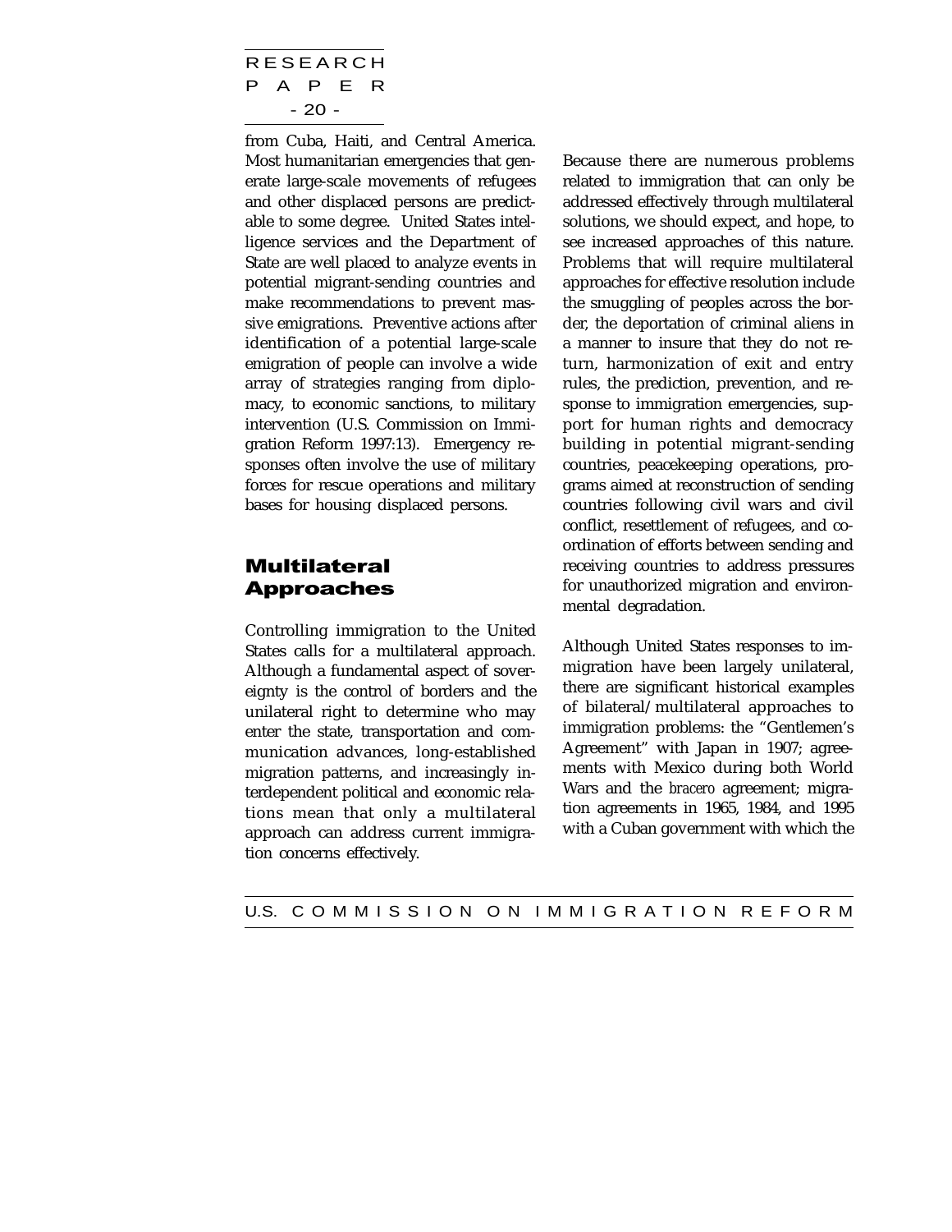from Cuba, Haiti, and Central America. Most humanitarian emergencies that generate large-scale movements of refugees and other displaced persons are predictable to some degree. United States intelligence services and the Department of State are well placed to analyze events in potential migrant-sending countries and make recommendations to prevent massive emigrations. Preventive actions after identification of a potential large-scale emigration of people can involve a wide array of strategies ranging from diplomacy, to economic sanctions, to military intervention (U.S. Commission on Immigration Reform 1997:13). Emergency responses often involve the use of military forces for rescue operations and military bases for housing displaced persons.

## Multilateral Approaches

Controlling immigration to the United States calls for a multilateral approach. Although a fundamental aspect of sovereignty is the control of borders and the unilateral right to determine who may enter the state, transportation and communication advances, long-established migration patterns, and increasingly interdependent political and economic relations mean that only a multilateral approach can address current immigration concerns effectively.

Because there are numerous problems related to immigration that can only be addressed effectively through multilateral solutions, we should expect, and hope, to see increased approaches of this nature. Problems that will require multilateral approaches for effective resolution include the smuggling of peoples across the border, the deportation of criminal aliens in a manner to insure that they do not return, harmonization of exit and entry rules, the prediction, prevention, and response to immigration emergencies, support for human rights and democracy building in potential migrant-sending countries, peacekeeping operations, programs aimed at reconstruction of sending countries following civil wars and civil conflict, resettlement of refugees, and coordination of efforts between sending and receiving countries to address pressures for unauthorized migration and environmental degradation.

Although United States responses to immigration have been largely unilateral, there are significant historical examples of bilateral/multilateral approaches to immigration problems: the "Gentlemen's Agreement" with Japan in 1907; agreements with Mexico during both World Wars and the *bracero* agreement; migration agreements in 1965, 1984, and 1995 with a Cuban government with which the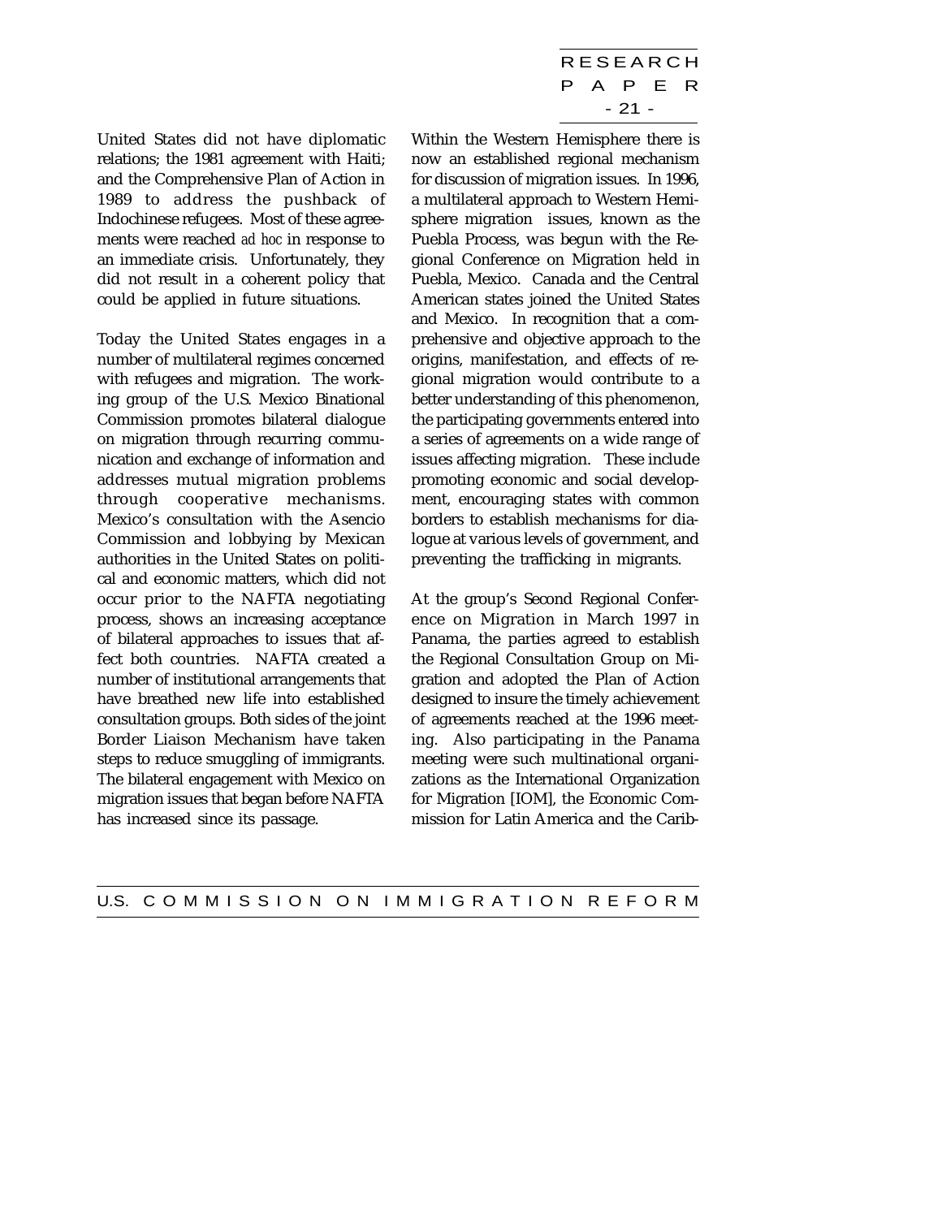United States did not have diplomatic relations; the 1981 agreement with Haiti; and the Comprehensive Plan of Action in 1989 to address the pushback of Indochinese refugees. Most of these agreements were reached *ad hoc* in response to an immediate crisis. Unfortunately, they did not result in a coherent policy that could be applied in future situations.

Today the United States engages in a number of multilateral regimes concerned with refugees and migration. The working group of the U.S. Mexico Binational Commission promotes bilateral dialogue on migration through recurring communication and exchange of information and addresses mutual migration problems through cooperative mechanisms. Mexico's consultation with the Asencio Commission and lobbying by Mexican authorities in the United States on political and economic matters, which did not occur prior to the NAFTA negotiating process, shows an increasing acceptance of bilateral approaches to issues that affect both countries. NAFTA created a number of institutional arrangements that have breathed new life into established consultation groups. Both sides of the joint Border Liaison Mechanism have taken steps to reduce smuggling of immigrants. The bilateral engagement with Mexico on migration issues that began before NAFTA has increased since its passage.

Within the Western Hemisphere there is now an established regional mechanism for discussion of migration issues. In 1996, a multilateral approach to Western Hemisphere migration issues, known as the Puebla Process, was begun with the Regional Conference on Migration held in Puebla, Mexico. Canada and the Central American states joined the United States and Mexico. In recognition that a comprehensive and objective approach to the origins, manifestation, and effects of regional migration would contribute to a better understanding of this phenomenon, the participating governments entered into a series of agreements on a wide range of issues affecting migration. These include promoting economic and social development, encouraging states with common borders to establish mechanisms for dialogue at various levels of government, and preventing the trafficking in migrants.

At the group's Second Regional Conference on Migration in March 1997 in Panama, the parties agreed to establish the Regional Consultation Group on Migration and adopted the Plan of Action designed to insure the timely achievement of agreements reached at the 1996 meeting. Also participating in the Panama meeting were such multinational organizations as the International Organization for Migration [IOM], the Economic Commission for Latin America and the Carib-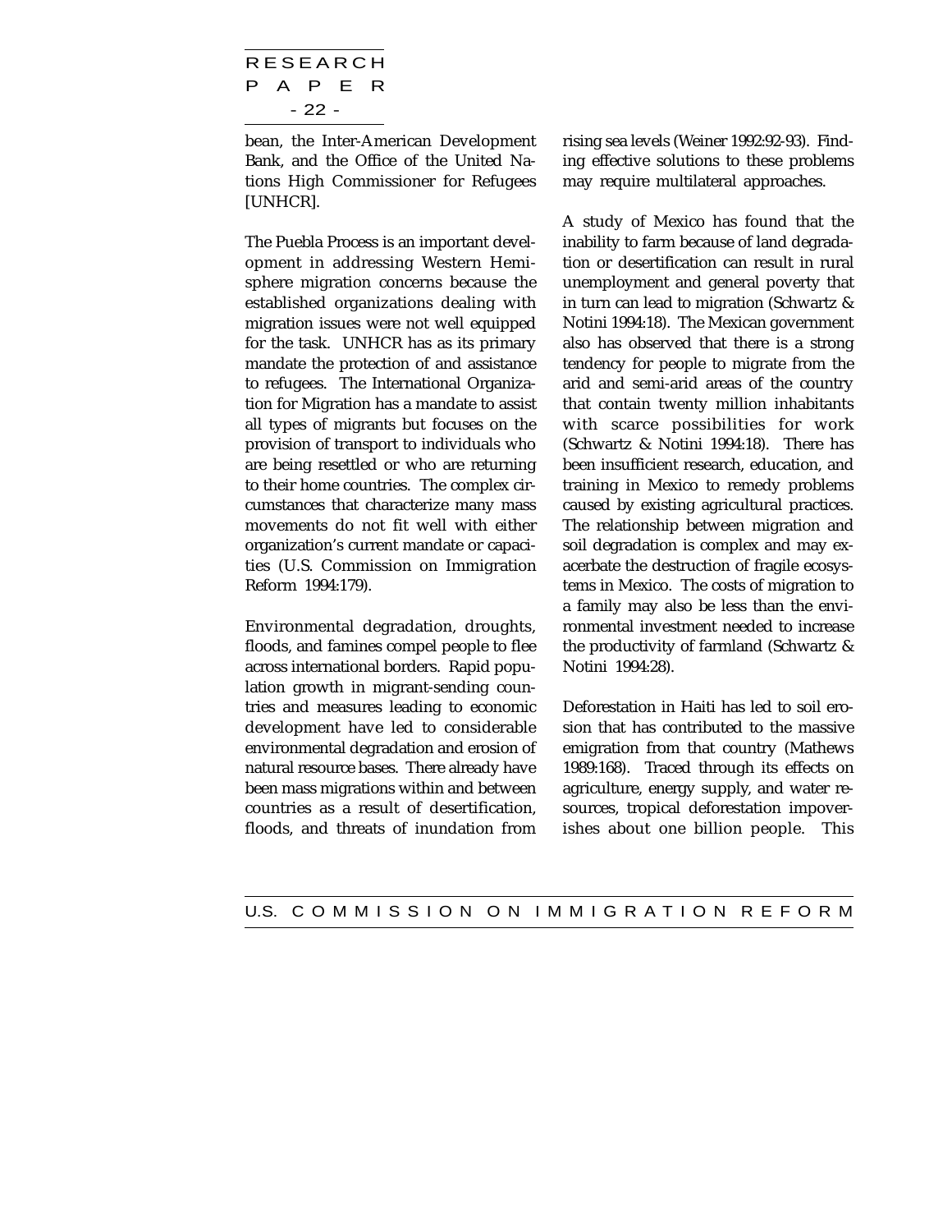bean, the Inter-American Development Bank, and the Office of the United Nations High Commissioner for Refugees [UNHCR].

The Puebla Process is an important development in addressing Western Hemisphere migration concerns because the established organizations dealing with migration issues were not well equipped for the task. UNHCR has as its primary mandate the protection of and assistance to refugees. The International Organization for Migration has a mandate to assist all types of migrants but focuses on the provision of transport to individuals who are being resettled or who are returning to their home countries. The complex circumstances that characterize many mass movements do not fit well with either organization's current mandate or capacities (U.S. Commission on Immigration Reform 1994:179).

Environmental degradation, droughts, floods, and famines compel people to flee across international borders. Rapid population growth in migrant-sending countries and measures leading to economic development have led to considerable environmental degradation and erosion of natural resource bases. There already have been mass migrations within and between countries as a result of desertification, floods, and threats of inundation from rising sea levels (Weiner 1992:92-93). Finding effective solutions to these problems may require multilateral approaches.

A study of Mexico has found that the inability to farm because of land degradation or desertification can result in rural unemployment and general poverty that in turn can lead to migration (Schwartz & Notini 1994:18). The Mexican government also has observed that there is a strong tendency for people to migrate from the arid and semi-arid areas of the country that contain twenty million inhabitants with scarce possibilities for work (Schwartz & Notini 1994:18). There has been insufficient research, education, and training in Mexico to remedy problems caused by existing agricultural practices. The relationship between migration and soil degradation is complex and may exacerbate the destruction of fragile ecosystems in Mexico. The costs of migration to a family may also be less than the environmental investment needed to increase the productivity of farmland (Schwartz & Notini 1994:28).

Deforestation in Haiti has led to soil erosion that has contributed to the massive emigration from that country (Mathews 1989:168). Traced through its effects on agriculture, energy supply, and water resources, tropical deforestation impoverishes about one billion people. This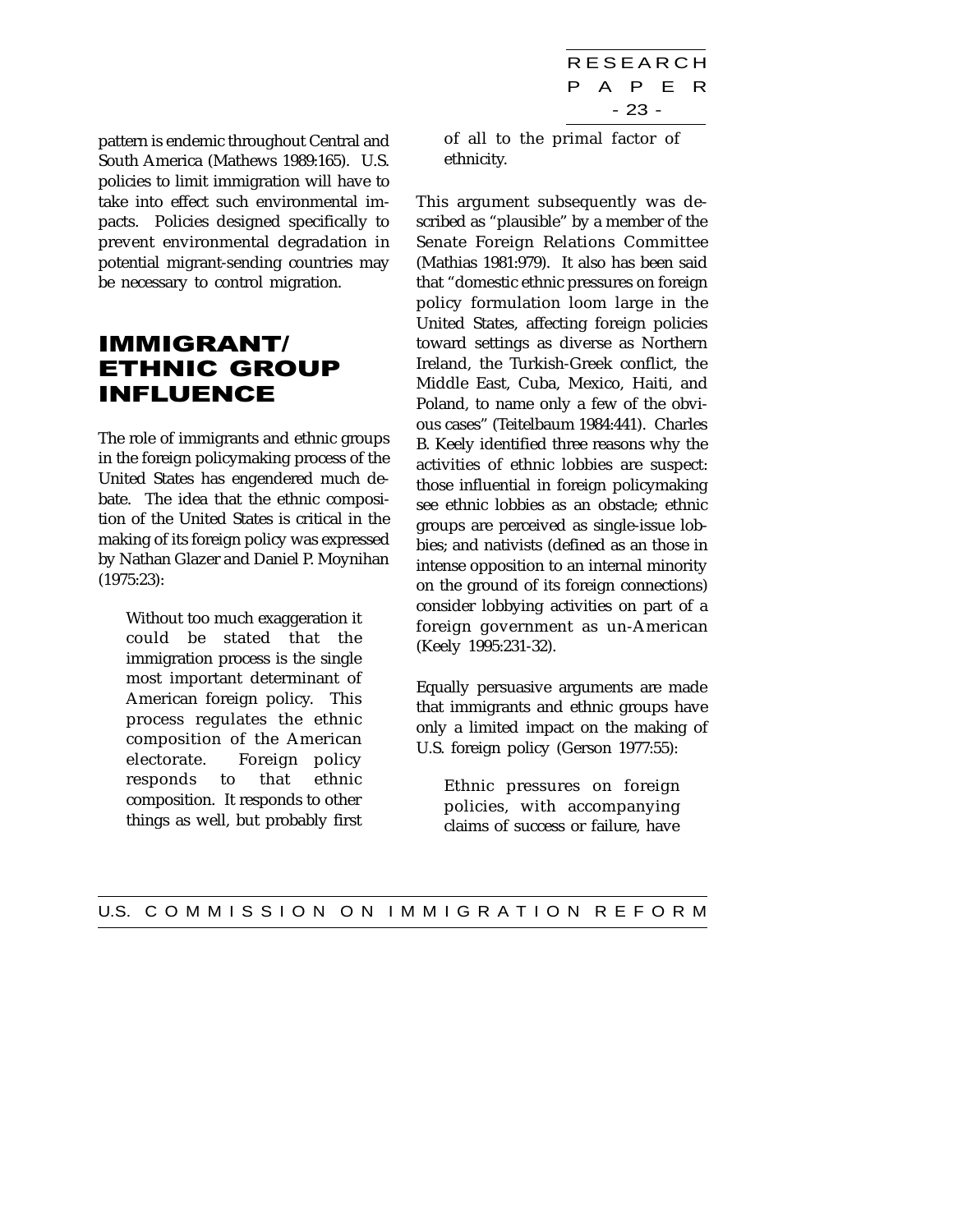pattern is endemic throughout Central and South America (Mathews 1989:165). U.S. policies to limit immigration will have to take into effect such environmental impacts. Policies designed specifically to prevent environmental degradation in potential migrant-sending countries may be necessary to control migration.

## IMMIGRANT/ ETHNIC GROUP INFLUENCE

The role of immigrants and ethnic groups in the foreign policymaking process of the United States has engendered much debate. The idea that the ethnic composition of the United States is critical in the making of its foreign policy was expressed by Nathan Glazer and Daniel P. Moynihan (1975:23):

> Without too much exaggeration it could be stated that the immigration process is the single most important determinant of American foreign policy. This process regulates the ethnic composition of the American electorate. Foreign policy responds to that ethnic composition. It responds to other things as well, but probably first of all to the primal factor of ethnicity.

This argument subsequently was described as "plausible" by a member of the Senate Foreign Relations Committee (Mathias 1981:979). It also has been said that "domestic ethnic pressures on foreign policy formulation loom large in the United States, affecting foreign policies toward settings as diverse as Northern Ireland, the Turkish-Greek conflict, the Middle East, Cuba, Mexico, Haiti, and Poland, to name only a few of the obvious cases" (Teitelbaum 1984:441). Charles B. Keely identified three reasons why the activities of ethnic lobbies are suspect: those influential in foreign policymaking see ethnic lobbies as an obstacle; ethnic groups are perceived as single-issue lobbies; and nativists (defined as an those in intense opposition to an internal minority on the ground of its foreign connections) consider lobbying activities on part of a foreign government as un-American (Keely 1995:231-32).

Equally persuasive arguments are made that immigrants and ethnic groups have only a limited impact on the making of U.S. foreign policy (Gerson 1977:55):

> Ethnic pressures on foreign policies, with accompanying claims of success or failure, have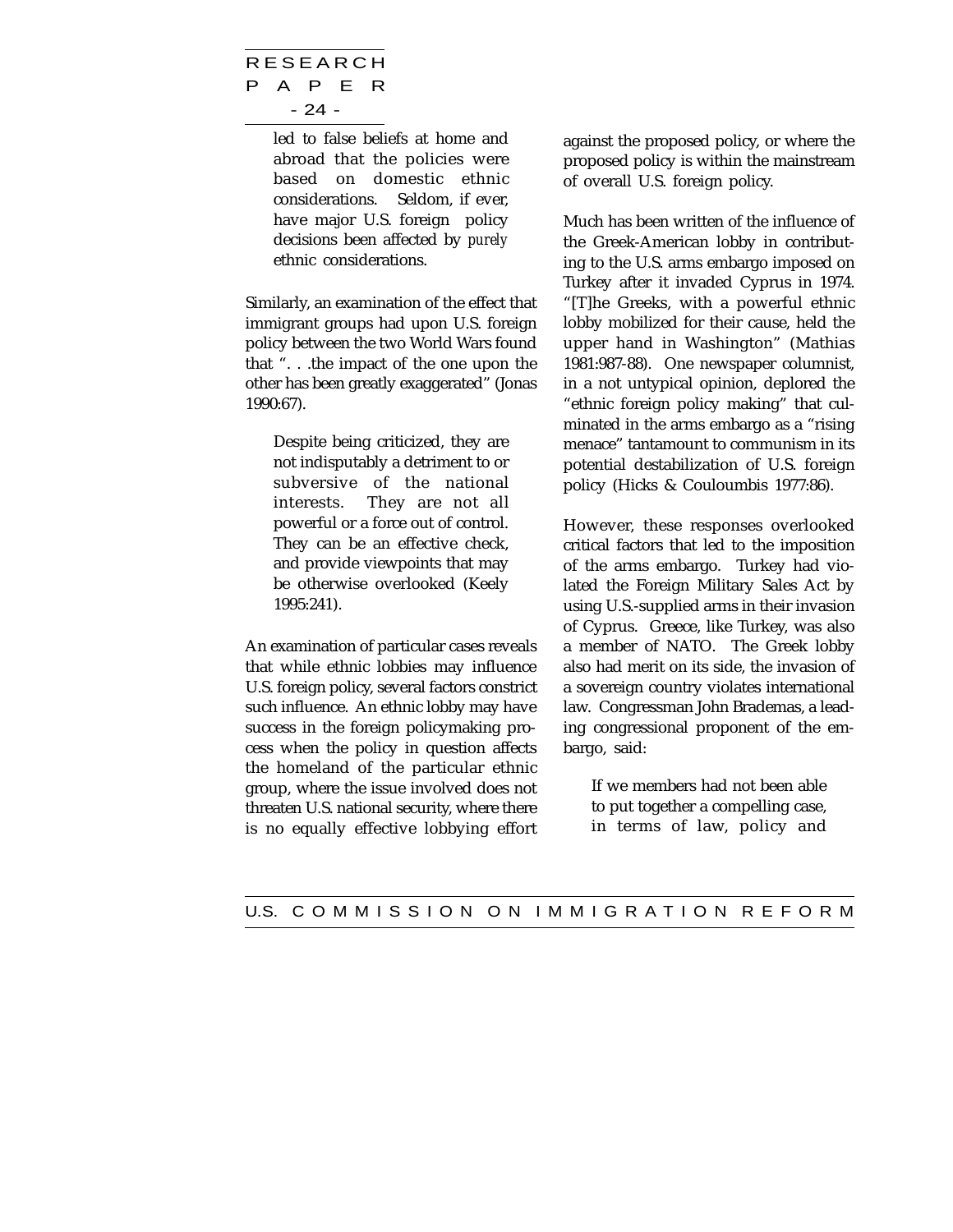> led to false beliefs at home and abroad that the policies were based on domestic ethnic considerations. Seldom, if ever, have major U.S. foreign policy decisions been affected by *purely* ethnic considerations.

Similarly, an examination of the effect that immigrant groups had upon U.S. foreign policy between the two World Wars found that ". . .the impact of the one upon the other has been greatly exaggerated" (Jonas 1990:67).

> Despite being criticized, they are not indisputably a detriment to or subversive of the national interests. They are not all powerful or a force out of control. They can be an effective check, and provide viewpoints that may be otherwise overlooked (Keely 1995:241).

An examination of particular cases reveals that while ethnic lobbies may influence U.S. foreign policy, several factors constrict such influence. An ethnic lobby may have success in the foreign policymaking process when the policy in question affects the homeland of the particular ethnic group, where the issue involved does not threaten U.S. national security, where there is no equally effective lobbying effort against the proposed policy, or where the proposed policy is within the mainstream of overall U.S. foreign policy.

Much has been written of the influence of the Greek-American lobby in contributing to the U.S. arms embargo imposed on Turkey after it invaded Cyprus in 1974. "[T]he Greeks, with a powerful ethnic lobby mobilized for their cause, held the upper hand in Washington" (Mathias 1981:987-88). One newspaper columnist, in a not untypical opinion, deplored the "ethnic foreign policy making" that culminated in the arms embargo as a "rising menace" tantamount to communism in its potential destabilization of U.S. foreign policy (Hicks & Couloumbis 1977:86).

However, these responses overlooked critical factors that led to the imposition of the arms embargo. Turkey had violated the Foreign Military Sales Act by using U.S.-supplied arms in their invasion of Cyprus. Greece, like Turkey, was also a member of NATO. The Greek lobby also had merit on its side, the invasion of a sovereign country violates international law. Congressman John Brademas, a leading congressional proponent of the embargo, said:

> If we members had not been able to put together a compelling case, in terms of law, policy and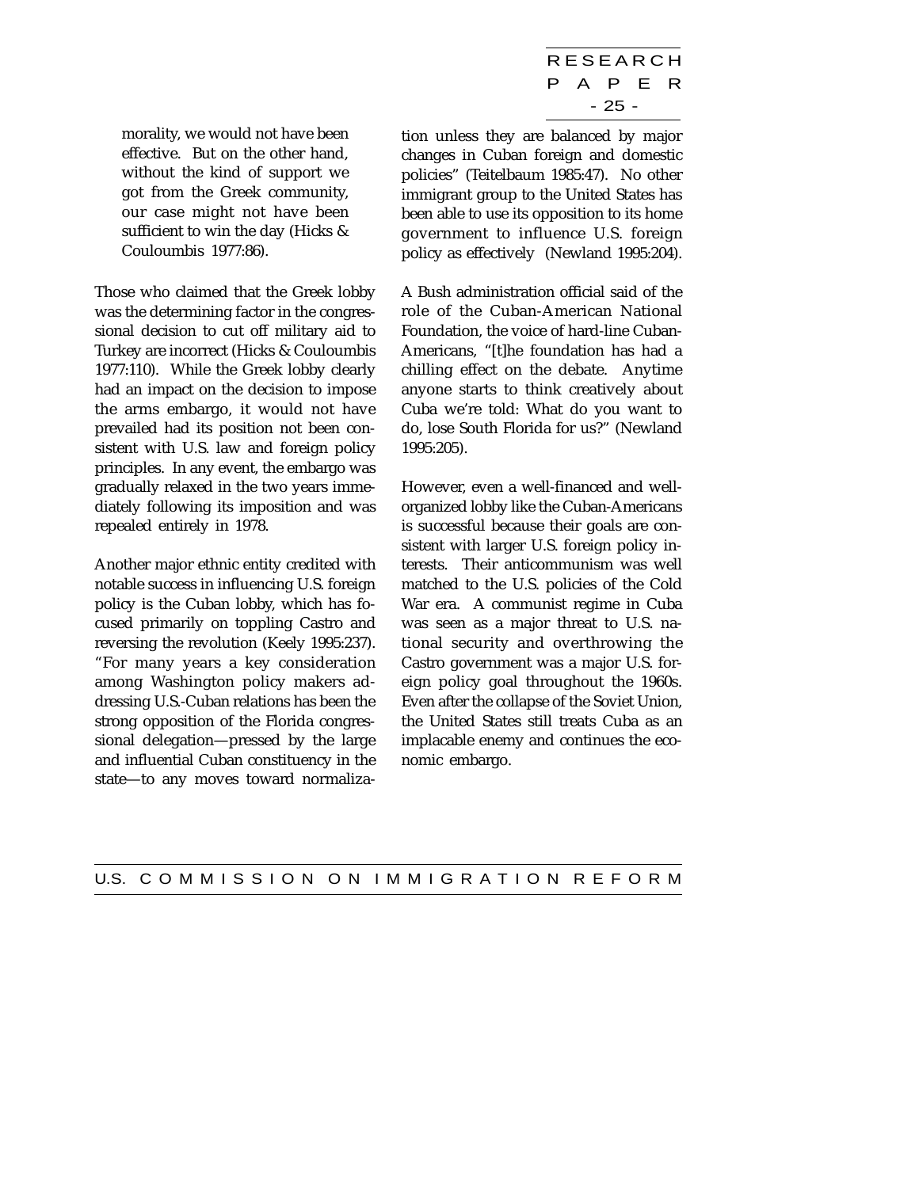> morality, we would not have been effective. But on the other hand, without the kind of support we got from the Greek community, our case might not have been sufficient to win the day (Hicks & Couloumbis 1977:86).

Those who claimed that the Greek lobby was the determining factor in the congressional decision to cut off military aid to Turkey are incorrect (Hicks & Couloumbis 1977:110). While the Greek lobby clearly had an impact on the decision to impose the arms embargo, it would not have prevailed had its position not been consistent with U.S. law and foreign policy principles. In any event, the embargo was gradually relaxed in the two years immediately following its imposition and was repealed entirely in 1978.

Another major ethnic entity credited with notable success in influencing U.S. foreign policy is the Cuban lobby, which has focused primarily on toppling Castro and reversing the revolution (Keely 1995:237). "For many years a key consideration among Washington policy makers addressing U.S.-Cuban relations has been the strong opposition of the Florida congressional delegation—pressed by the large and influential Cuban constituency in the state—to any moves toward normalization unless they are balanced by major changes in Cuban foreign and domestic policies" (Teitelbaum 1985:47). No other immigrant group to the United States has been able to use its opposition to its home government to influence U.S. foreign policy as effectively (Newland 1995:204).

A Bush administration official said of the role of the Cuban-American National Foundation, the voice of hard-line Cuban-Americans, "[t]he foundation has had a chilling effect on the debate. Anytime anyone starts to think creatively about Cuba we're told: What do you want to do, lose South Florida for us?" (Newland 1995:205).

However, even a well-financed and well-organized lobby like the Cuban-Americans is successful because their goals are consistent with larger U.S. foreign policy interests. Their anticommunism was well matched to the U.S. policies of the Cold War era. A communist regime in Cuba was seen as a major threat to U.S. national security and overthrowing the Castro government was a major U.S. foreign policy goal throughout the 1960s. Even after the collapse of the Soviet Union, the United States still treats Cuba as an implacable enemy and continues the economic embargo.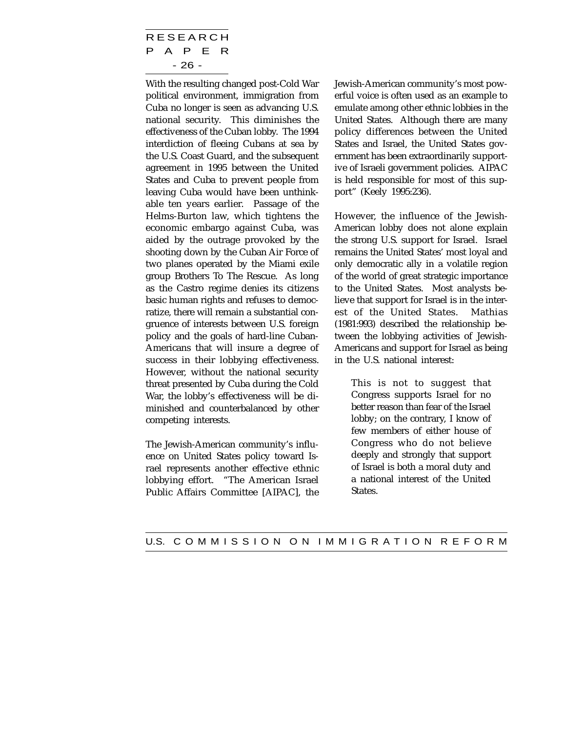With the resulting changed post-Cold War political environment, immigration from Cuba no longer is seen as advancing U.S. national security. This diminishes the effectiveness of the Cuban lobby. The 1994 interdiction of fleeing Cubans at sea by the U.S. Coast Guard, and the subsequent agreement in 1995 between the United States and Cuba to prevent people from leaving Cuba would have been unthinkable ten years earlier. Passage of the Helms-Burton law, which tightens the economic embargo against Cuba, was aided by the outrage provoked by the shooting down by the Cuban Air Force of two planes operated by the Miami exile group Brothers To The Rescue. As long as the Castro regime denies its citizens basic human rights and refuses to democratize, there will remain a substantial congruence of interests between U.S. foreign policy and the goals of hard-line Cuban-Americans that will insure a degree of success in their lobbying effectiveness. However, without the national security threat presented by Cuba during the Cold War, the lobby's effectiveness will be diminished and counterbalanced by other competing interests.

The Jewish-American community's influence on United States policy toward Israel represents another effective ethnic lobbying effort. "The American Israel Public Affairs Committee [AIPAC], the Jewish-American community's most powerful voice is often used as an example to emulate among other ethnic lobbies in the United States. Although there are many policy differences between the United States and Israel, the United States government has been extraordinarily supportive of Israeli government policies. AIPAC is held responsible for most of this support" (Keely 1995:236).

However, the influence of the Jewish-American lobby does not alone explain the strong U.S. support for Israel. Israel remains the United States' most loyal and only democratic ally in a volatile region of the world of great strategic importance to the United States. Most analysts believe that support for Israel is in the interest of the United States. Mathias (1981:993) described the relationship between the lobbying activities of Jewish-Americans and support for Israel as being in the U.S. national interest:

> This is not to suggest that Congress supports Israel for no better reason than fear of the Israel lobby; on the contrary, I know of few members of either house of Congress who do not believe deeply and strongly that support of Israel is both a moral duty and a national interest of the United States.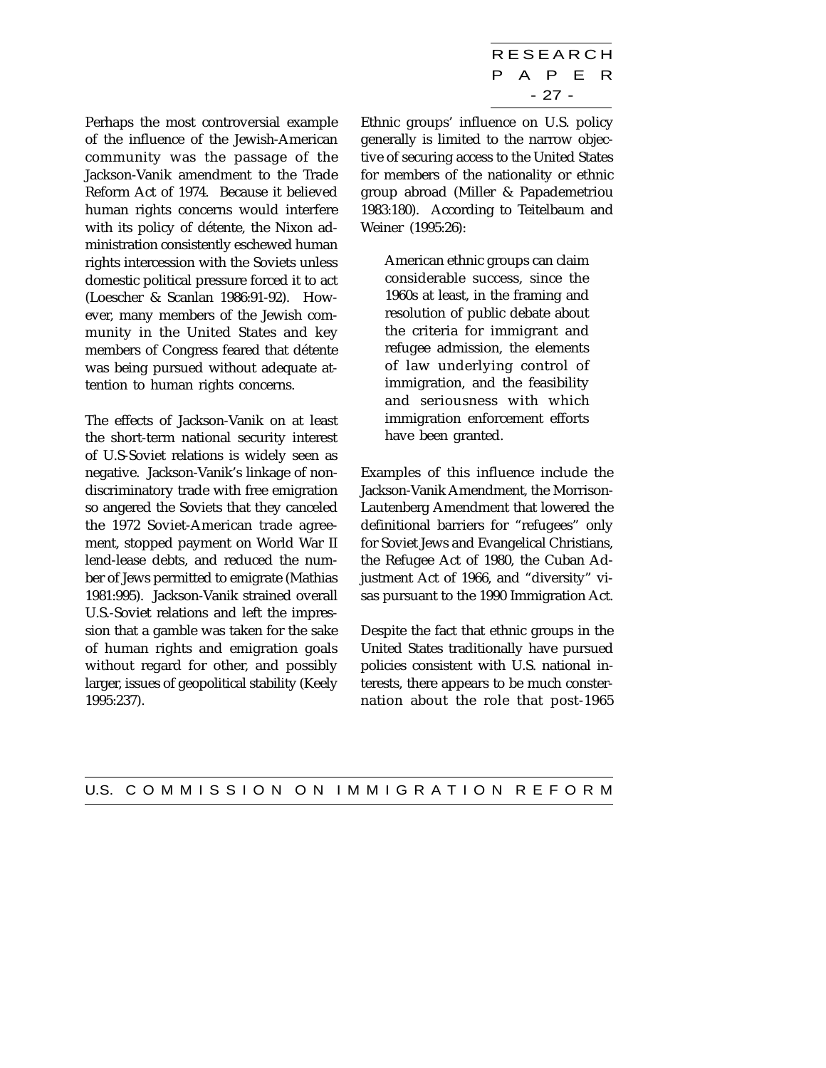Perhaps the most controversial example of the influence of the Jewish-American community was the passage of the Jackson-Vanik amendment to the Trade Reform Act of 1974. Because it believed human rights concerns would interfere with its policy of détente, the Nixon administration consistently eschewed human rights intercession with the Soviets unless domestic political pressure forced it to act (Loescher & Scanlan 1986:91-92). However, many members of the Jewish community in the United States and key members of Congress feared that détente was being pursued without adequate attention to human rights concerns.

The effects of Jackson-Vanik on at least the short-term national security interest of U.S-Soviet relations is widely seen as negative. Jackson-Vanik's linkage of nondiscriminatory trade with free emigration so angered the Soviets that they canceled the 1972 Soviet-American trade agreement, stopped payment on World War II lend-lease debts, and reduced the number of Jews permitted to emigrate (Mathias 1981:995). Jackson-Vanik strained overall U.S.-Soviet relations and left the impression that a gamble was taken for the sake of human rights and emigration goals without regard for other, and possibly larger, issues of geopolitical stability (Keely 1995:237).

Ethnic groups' influence on U.S. policy generally is limited to the narrow objective of securing access to the United States for members of the nationality or ethnic group abroad (Miller & Papademetriou 1983:180). According to Teitelbaum and Weiner (1995:26):

> American ethnic groups can claim considerable success, since the 1960s at least, in the framing and resolution of public debate about the criteria for immigrant and refugee admission, the elements of law underlying control of immigration, and the feasibility and seriousness with which immigration enforcement efforts have been granted.

Examples of this influence include the Jackson-Vanik Amendment, the Morrison-Lautenberg Amendment that lowered the definitional barriers for "refugees" only for Soviet Jews and Evangelical Christians, the Refugee Act of 1980, the Cuban Adjustment Act of 1966, and "diversity" visas pursuant to the 1990 Immigration Act.

Despite the fact that ethnic groups in the United States traditionally have pursued policies consistent with U.S. national interests, there appears to be much consternation about the role that post-1965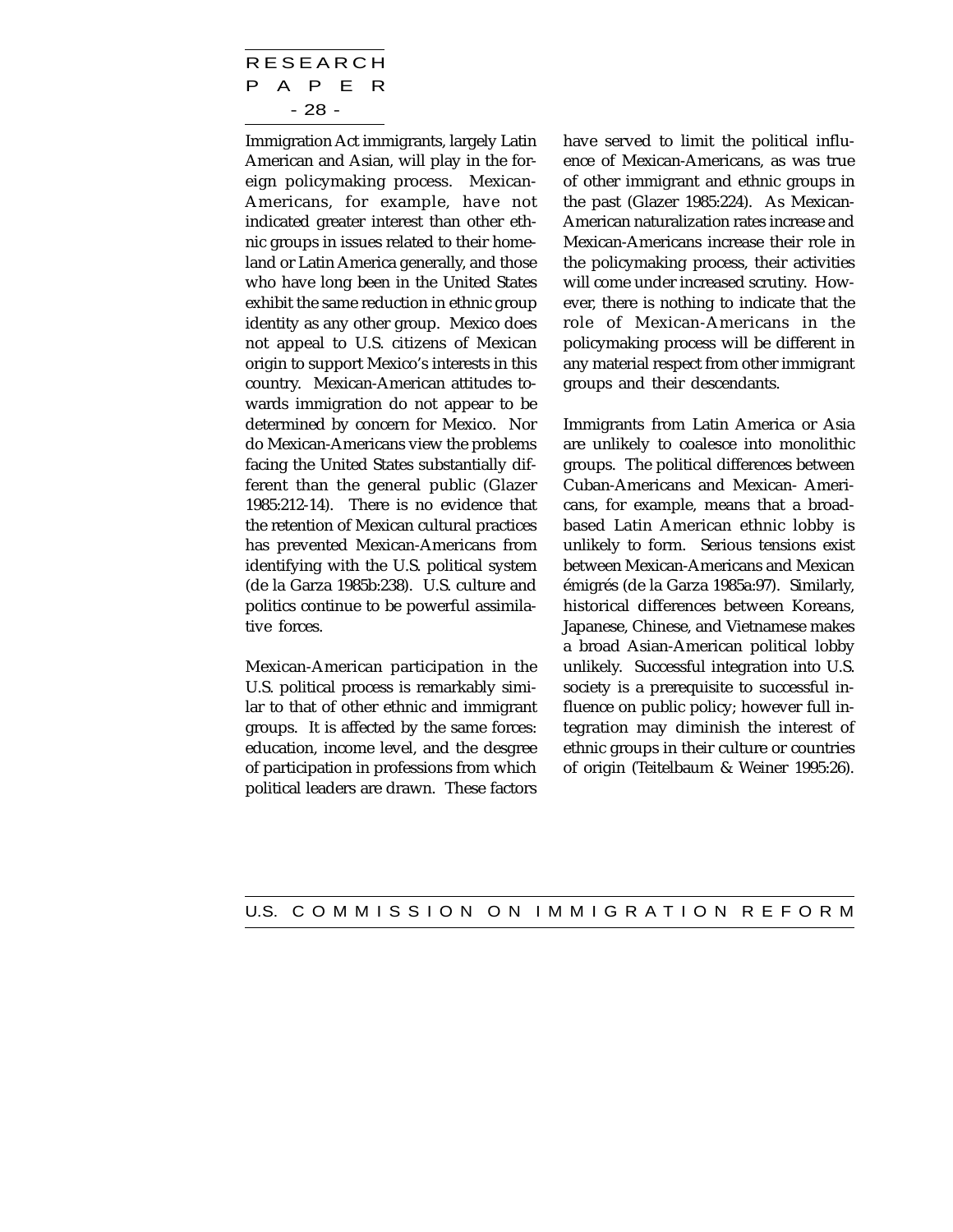Immigration Act immigrants, largely Latin American and Asian, will play in the foreign policymaking process. Mexican-Americans, for example, have not indicated greater interest than other ethnic groups in issues related to their homeland or Latin America generally, and those who have long been in the United States exhibit the same reduction in ethnic group identity as any other group. Mexico does not appeal to U.S. citizens of Mexican origin to support Mexico's interests in this country. Mexican-American attitudes towards immigration do not appear to be determined by concern for Mexico. Nor do Mexican-Americans view the problems facing the United States substantially different than the general public (Glazer 1985:212-14). There is no evidence that the retention of Mexican cultural practices has prevented Mexican-Americans from identifying with the U.S. political system (de la Garza 1985b:238). U.S. culture and politics continue to be powerful assimilative forces.

Mexican-American participation in the U.S. political process is remarkably similar to that of other ethnic and immigrant groups. It is affected by the same forces: education, income level, and the desgree of participation in professions from which political leaders are drawn. These factors have served to limit the political influence of Mexican-Americans, as was true of other immigrant and ethnic groups in the past (Glazer 1985:224). As Mexican-American naturalization rates increase and Mexican-Americans increase their role in the policymaking process, their activities will come under increased scrutiny. However, there is nothing to indicate that the role of Mexican-Americans in the policymaking process will be different in any material respect from other immigrant groups and their descendants.

Immigrants from Latin America or Asia are unlikely to coalesce into monolithic groups. The political differences between Cuban-Americans and Mexican- Americans, for example, means that a broad-based Latin American ethnic lobby is unlikely to form. Serious tensions exist between Mexican-Americans and Mexican émigrés (de la Garza 1985a:97). Similarly, historical differences between Koreans, Japanese, Chinese, and Vietnamese makes a broad Asian-American political lobby unlikely. Successful integration into U.S. society is a prerequisite to successful influence on public policy; however full integration may diminish the interest of ethnic groups in their culture or countries of origin (Teitelbaum & Weiner 1995:26).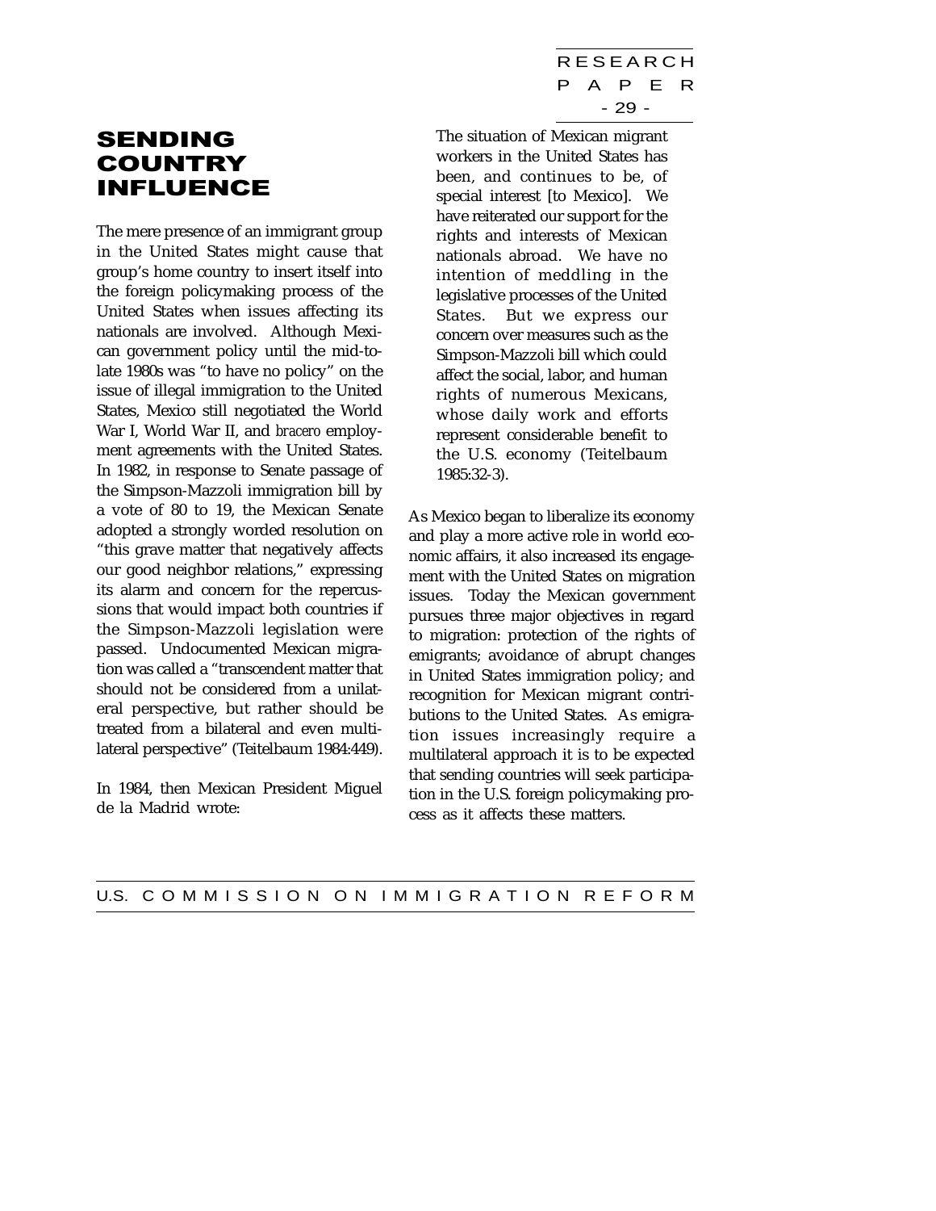## SENDING COUNTRY INFLUENCE

The mere presence of an immigrant group in the United States might cause that group's home country to insert itself into the foreign policymaking process of the United States when issues affecting its nationals are involved. Although Mexican government policy until the mid-to-late 1980s was "to have no policy" on the issue of illegal immigration to the United States, Mexico still negotiated the World War I, World War II, and *bracero* employment agreements with the United States. In 1982, in response to Senate passage of the Simpson-Mazzoli immigration bill by a vote of 80 to 19, the Mexican Senate adopted a strongly worded resolution on "this grave matter that negatively affects our good neighbor relations," expressing its alarm and concern for the repercussions that would impact both countries if the Simpson-Mazzoli legislation were passed. Undocumented Mexican migration was called a "transcendent matter that should not be considered from a unilateral perspective, but rather should be treated from a bilateral and even multilateral perspective" (Teitelbaum 1984:449).

In 1984, then Mexican President Miguel de la Madrid wrote:

> The situation of Mexican migrant workers in the United States has been, and continues to be, of special interest [to Mexico]. We have reiterated our support for the rights and interests of Mexican nationals abroad. We have no intention of meddling in the legislative processes of the United States. But we express our concern over measures such as the Simpson-Mazzoli bill which could affect the social, labor, and human rights of numerous Mexicans, whose daily work and efforts represent considerable benefit to the U.S. economy (Teitelbaum 1985:32-3).

As Mexico began to liberalize its economy and play a more active role in world economic affairs, it also increased its engagement with the United States on migration issues. Today the Mexican government pursues three major objectives in regard to migration: protection of the rights of emigrants; avoidance of abrupt changes in United States immigration policy; and recognition for Mexican migrant contributions to the United States. As emigration issues increasingly require a multilateral approach it is to be expected that sending countries will seek participation in the U.S. foreign policymaking process as it affects these matters.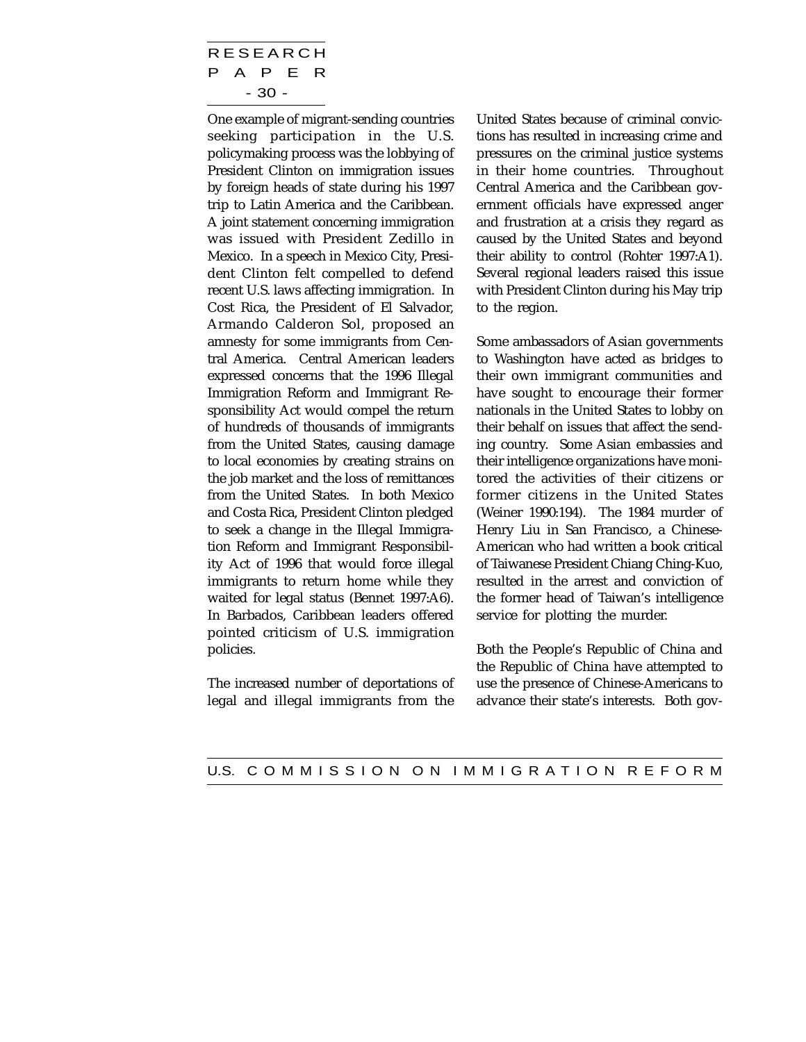One example of migrant-sending countries seeking participation in the U.S. policymaking process was the lobbying of President Clinton on immigration issues by foreign heads of state during his 1997 trip to Latin America and the Caribbean. A joint statement concerning immigration was issued with President Zedillo in Mexico. In a speech in Mexico City, President Clinton felt compelled to defend recent U.S. laws affecting immigration. In Cost Rica, the President of El Salvador, Armando Calderon Sol, proposed an amnesty for some immigrants from Central America. Central American leaders expressed concerns that the 1996 Illegal Immigration Reform and Immigrant Responsibility Act would compel the return of hundreds of thousands of immigrants from the United States, causing damage to local economies by creating strains on the job market and the loss of remittances from the United States. In both Mexico and Costa Rica, President Clinton pledged to seek a change in the Illegal Immigration Reform and Immigrant Responsibility Act of 1996 that would force illegal immigrants to return home while they waited for legal status (Bennet 1997:A6). In Barbados, Caribbean leaders offered pointed criticism of U.S. immigration policies.

The increased number of deportations of legal and illegal immigrants from the United States because of criminal convictions has resulted in increasing crime and pressures on the criminal justice systems in their home countries. Throughout Central America and the Caribbean government officials have expressed anger and frustration at a crisis they regard as caused by the United States and beyond their ability to control (Rohter 1997:A1). Several regional leaders raised this issue with President Clinton during his May trip to the region.

Some ambassadors of Asian governments to Washington have acted as bridges to their own immigrant communities and have sought to encourage their former nationals in the United States to lobby on their behalf on issues that affect the sending country. Some Asian embassies and their intelligence organizations have monitored the activities of their citizens or former citizens in the United States (Weiner 1990:194). The 1984 murder of Henry Liu in San Francisco, a Chinese-American who had written a book critical of Taiwanese President Chiang Ching-Kuo, resulted in the arrest and conviction of the former head of Taiwan's intelligence service for plotting the murder.

Both the People's Republic of China and the Republic of China have attempted to use the presence of Chinese-Americans to advance their state's interests. Both gov-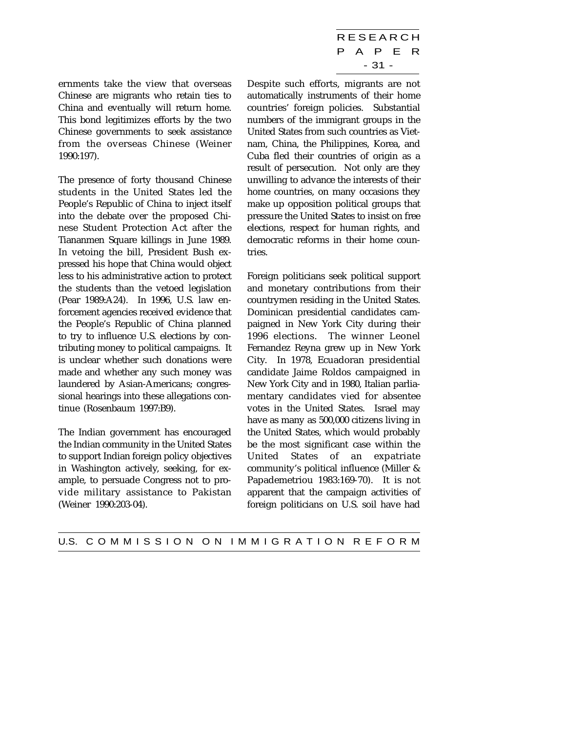ernments take the view that overseas Chinese are migrants who retain ties to China and eventually will return home. This bond legitimizes efforts by the two Chinese governments to seek assistance from the overseas Chinese (Weiner 1990:197).

The presence of forty thousand Chinese students in the United States led the People's Republic of China to inject itself into the debate over the proposed Chinese Student Protection Act after the Tiananmen Square killings in June 1989. In vetoing the bill, President Bush expressed his hope that China would object less to his administrative action to protect the students than the vetoed legislation (Pear 1989:A24). In 1996, U.S. law enforcement agencies received evidence that the People's Republic of China planned to try to influence U.S. elections by contributing money to political campaigns. It is unclear whether such donations were made and whether any such money was laundered by Asian-Americans; congressional hearings into these allegations continue (Rosenbaum 1997:B9).

The Indian government has encouraged the Indian community in the United States to support Indian foreign policy objectives in Washington actively, seeking, for example, to persuade Congress not to provide military assistance to Pakistan (Weiner 1990:203-04).

Despite such efforts, migrants are not automatically instruments of their home countries' foreign policies. Substantial numbers of the immigrant groups in the United States from such countries as Vietnam, China, the Philippines, Korea, and Cuba fled their countries of origin as a result of persecution. Not only are they unwilling to advance the interests of their home countries, on many occasions they make up opposition political groups that pressure the United States to insist on free elections, respect for human rights, and democratic reforms in their home countries.

Foreign politicians seek political support and monetary contributions from their countrymen residing in the United States. Dominican presidential candidates campaigned in New York City during their 1996 elections. The winner Leonel Fernandez Reyna grew up in New York City. In 1978, Ecuadoran presidential candidate Jaime Roldos campaigned in New York City and in 1980, Italian parliamentary candidates vied for absentee votes in the United States. Israel may have as many as 500,000 citizens living in the United States, which would probably be the most significant case within the United States of an expatriate community's political influence (Miller & Papademetriou 1983:169-70). It is not apparent that the campaign activities of foreign politicians on U.S. soil have had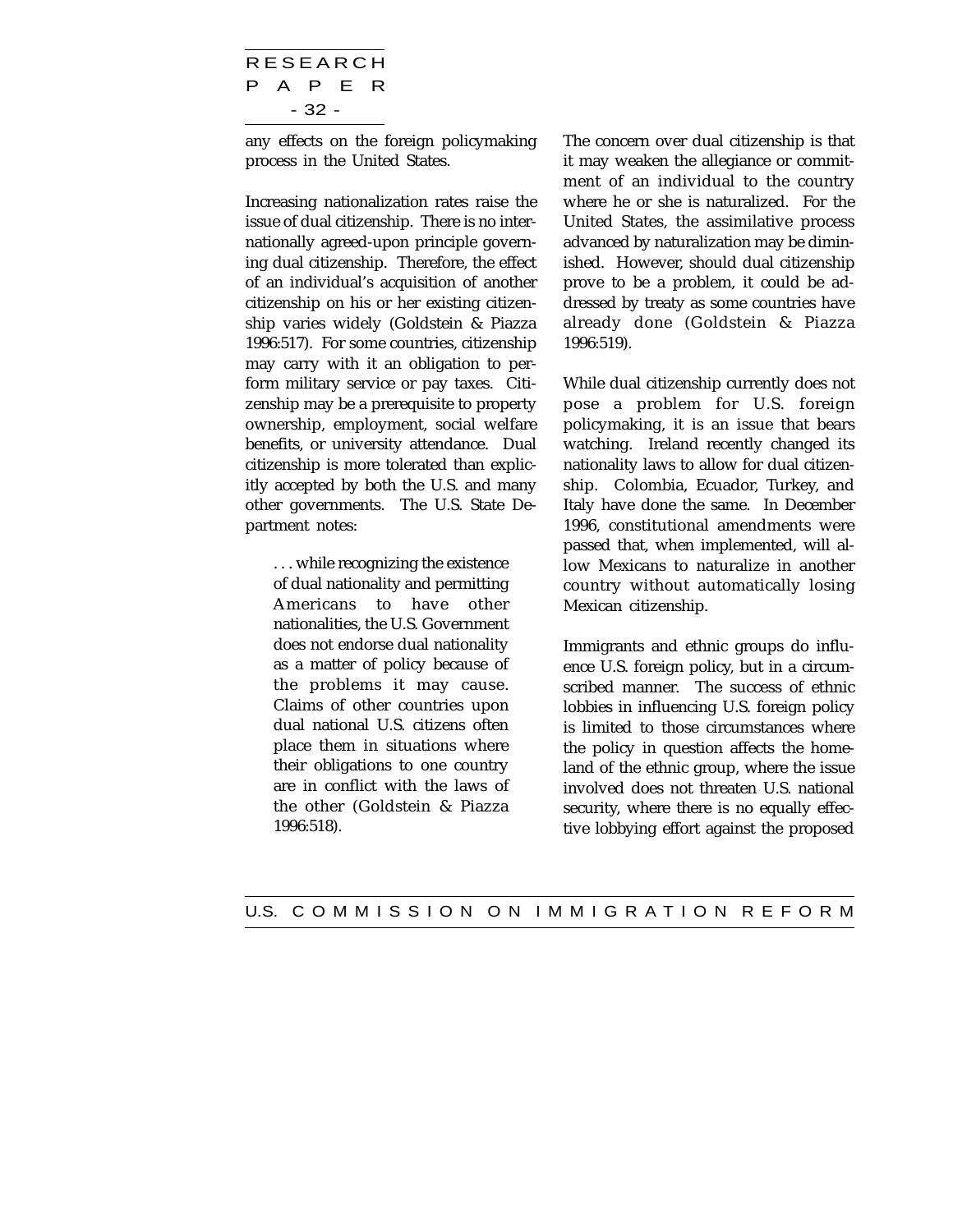any effects on the foreign policymaking process in the United States.

Increasing nationalization rates raise the issue of dual citizenship. There is no internationally agreed-upon principle governing dual citizenship. Therefore, the effect of an individual's acquisition of another citizenship on his or her existing citizenship varies widely (Goldstein & Piazza 1996:517). For some countries, citizenship may carry with it an obligation to perform military service or pay taxes. Citizenship may be a prerequisite to property ownership, employment, social welfare benefits, or university attendance. Dual citizenship is more tolerated than explicitly accepted by both the U.S. and many other governments. The U.S. State Department notes:

> . . . while recognizing the existence of dual nationality and permitting Americans to have other nationalities, the U.S. Government does not endorse dual nationality as a matter of policy because of the problems it may cause. Claims of other countries upon dual national U.S. citizens often place them in situations where their obligations to one country are in conflict with the laws of the other (Goldstein & Piazza 1996:518).

The concern over dual citizenship is that it may weaken the allegiance or commitment of an individual to the country where he or she is naturalized. For the United States, the assimilative process advanced by naturalization may be diminished. However, should dual citizenship prove to be a problem, it could be addressed by treaty as some countries have already done (Goldstein & Piazza 1996:519).

While dual citizenship currently does not pose a problem for U.S. foreign policymaking, it is an issue that bears watching. Ireland recently changed its nationality laws to allow for dual citizenship. Colombia, Ecuador, Turkey, and Italy have done the same. In December 1996, constitutional amendments were passed that, when implemented, will allow Mexicans to naturalize in another country without automatically losing Mexican citizenship.

Immigrants and ethnic groups do influence U.S. foreign policy, but in a circumscribed manner. The success of ethnic lobbies in influencing U.S. foreign policy is limited to those circumstances where the policy in question affects the homeland of the ethnic group, where the issue involved does not threaten U.S. national security, where there is no equally effective lobbying effort against the proposed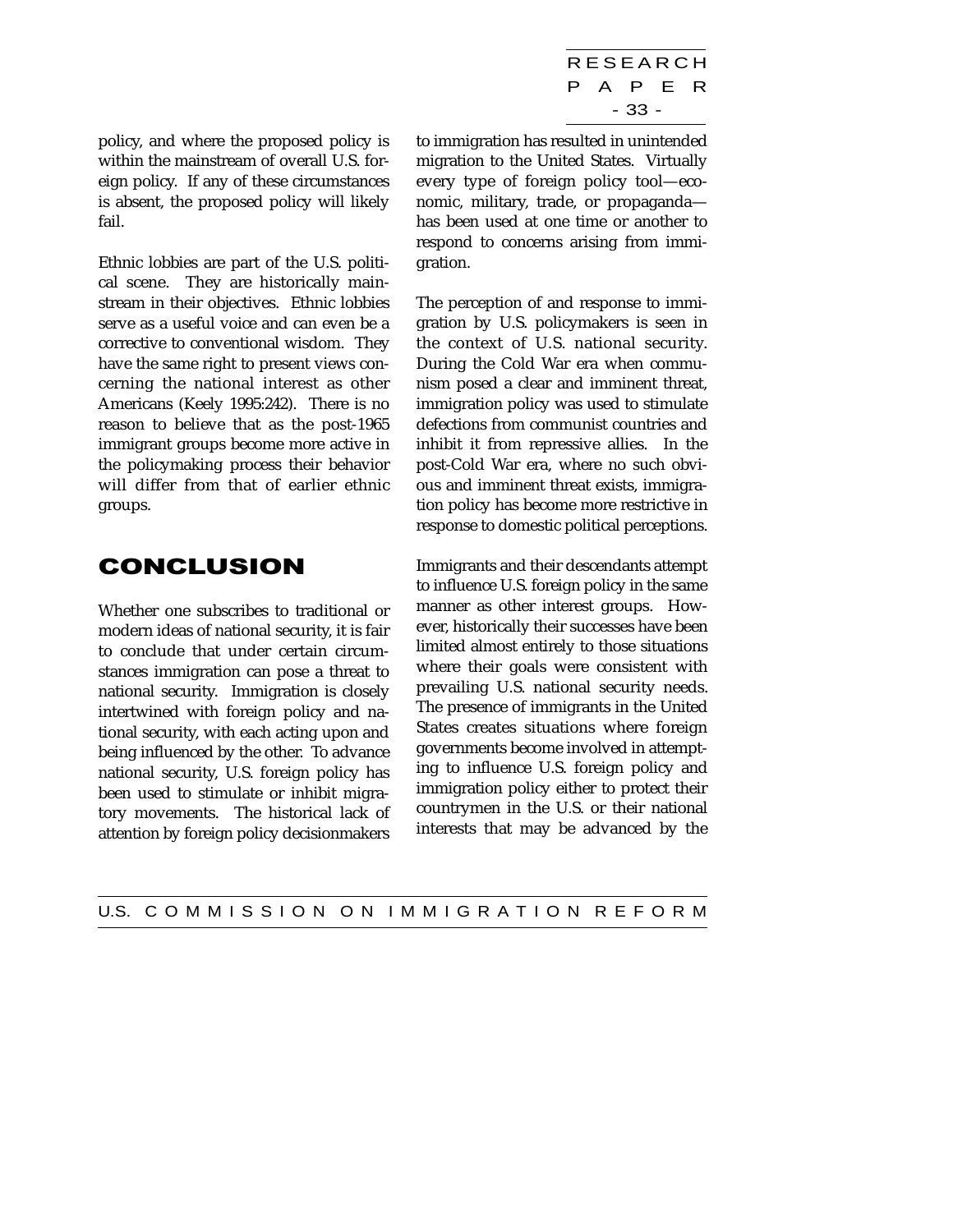policy, and where the proposed policy is within the mainstream of overall U.S. foreign policy. If any of these circumstances is absent, the proposed policy will likely fail.

Ethnic lobbies are part of the U.S. political scene. They are historically mainstream in their objectives. Ethnic lobbies serve as a useful voice and can even be a corrective to conventional wisdom. They have the same right to present views concerning the national interest as other Americans (Keely 1995:242). There is no reason to believe that as the post-1965 immigrant groups become more active in the policymaking process their behavior will differ from that of earlier ethnic groups.

## CONCLUSION

Whether one subscribes to traditional or modern ideas of national security, it is fair to conclude that under certain circumstances immigration can pose a threat to national security. Immigration is closely intertwined with foreign policy and national security, with each acting upon and being influenced by the other. To advance national security, U.S. foreign policy has been used to stimulate or inhibit migratory movements. The historical lack of attention by foreign policy decisionmakers to immigration has resulted in unintended migration to the United States. Virtually every type of foreign policy tool—economic, military, trade, or propaganda—has been used at one time or another to respond to concerns arising from immigration.

The perception of and response to immigration by U.S. policymakers is seen in the context of U.S. national security. During the Cold War era when communism posed a clear and imminent threat, immigration policy was used to stimulate defections from communist countries and inhibit it from repressive allies. In the post-Cold War era, where no such obvious and imminent threat exists, immigration policy has become more restrictive in response to domestic political perceptions.

Immigrants and their descendants attempt to influence U.S. foreign policy in the same manner as other interest groups. However, historically their successes have been limited almost entirely to those situations where their goals were consistent with prevailing U.S. national security needs. The presence of immigrants in the United States creates situations where foreign governments become involved in attempting to influence U.S. foreign policy and immigration policy either to protect their countrymen in the U.S. or their national interests that may be advanced by the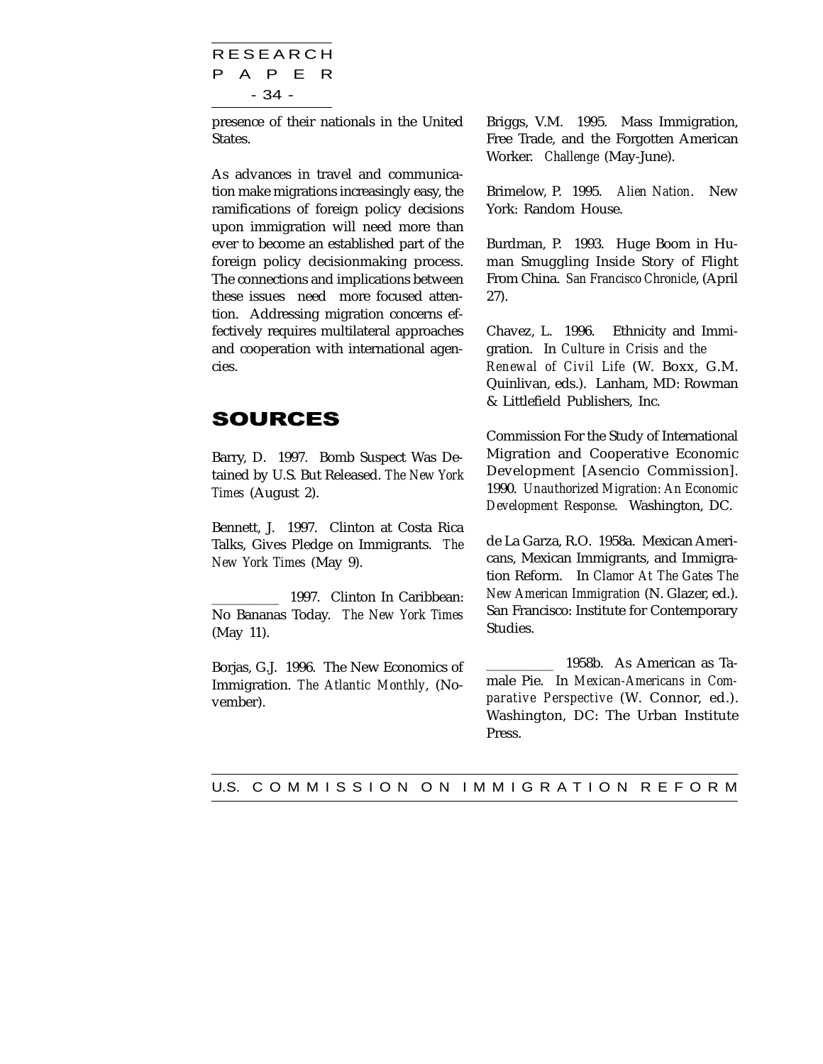presence of their nationals in the United States.

As advances in travel and communication make migrations increasingly easy, the ramifications of foreign policy decisions upon immigration will need more than ever to become an established part of the foreign policy decisionmaking process. The connections and implications between these issues need more focused attention. Addressing migration concerns effectively requires multilateral approaches and cooperation with international agencies.

## SOURCES

Barry, D. 1997. Bomb Suspect Was Detained by U.S. But Released. *The New York Times* (August 2).

Bennett, J. 1997. Clinton at Costa Rica Talks, Gives Pledge on Immigrants. *The New York Times* (May 9).

_________ 1997. Clinton In Caribbean: No Bananas Today. *The New York Times* (May 11).

Borjas, G.J. 1996. The New Economics of Immigration. *The Atlantic Monthly*, (November).

Briggs, V.M. 1995. Mass Immigration, Free Trade, and the Forgotten American Worker. *Challenge* (May-June).

Brimelow, P. 1995. *Alien Nation*. New York: Random House.

Burdman, P. 1993. Huge Boom in Human Smuggling Inside Story of Flight From China. *San Francisco Chronicle*, (April 27).

Chavez, L. 1996. Ethnicity and Immigration. In *Culture in Crisis and the Renewal of Civil Life* (W. Boxx, G.M. Quinlivan, eds.). Lanham, MD: Rowman & Littlefield Publishers, Inc.

Commission For the Study of International Migration and Cooperative Economic Development [Asencio Commission]. 1990. *Unauthorized Migration: An Economic Development Response*. Washington, DC.

de La Garza, R.O. 1958a. Mexican Americans, Mexican Immigrants, and Immigration Reform. In *Clamor At The Gates The New American Immigration* (N. Glazer, ed.). San Francisco: Institute for Contemporary Studies.

_________ 1958b. As American as Tamale Pie. In *Mexican-Americans in Comparative Perspective* (W. Connor, ed.). Washington, DC: The Urban Institute Press.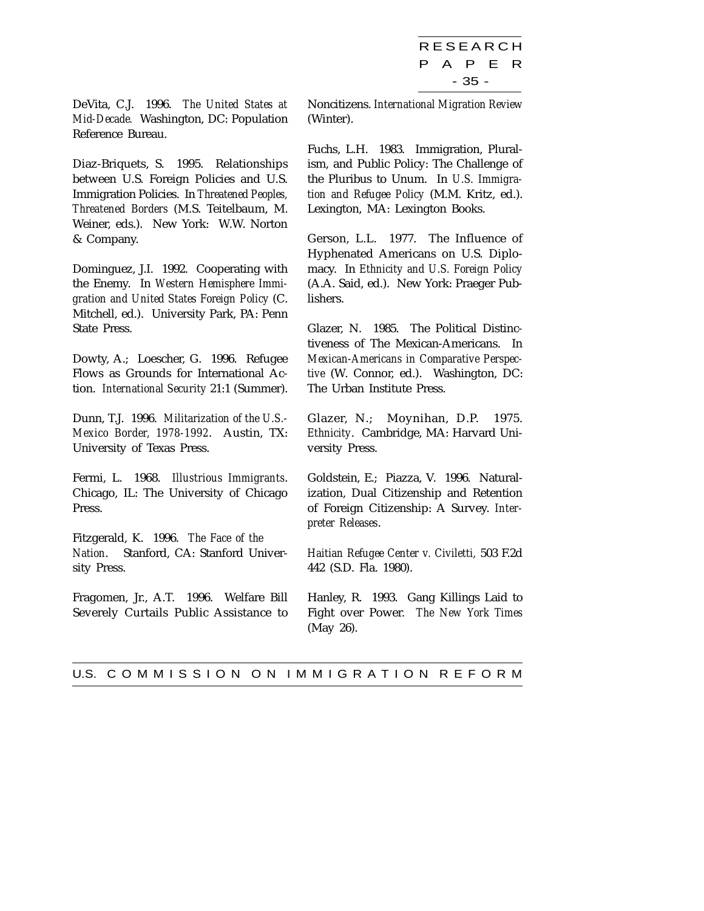DeVita, C.J. 1996. *The United States at Mid-Decade.* Washington, DC: Population Reference Bureau.

Diaz-Briquets, S. 1995. Relationships between U.S. Foreign Policies and U.S. Immigration Policies. In *Threatened Peoples, Threatened Borders* (M.S. Teitelbaum, M. Weiner, eds.). New York: W.W. Norton & Company.

Dominguez, J.I. 1992. Cooperating with the Enemy. In *Western Hemisphere Immigration and United States Foreign Policy* (C. Mitchell, ed.). University Park, PA: Penn State Press.

Dowty, A.; Loescher, G. 1996. Refugee Flows as Grounds for International Action. *International Security* 21:1 (Summer).

Dunn, T.J. 1996. *Militarization of the U.S.-Mexico Border, 1978-1992*. Austin, TX: University of Texas Press.

Fermi, L. 1968. *Illustrious Immigrants*. Chicago, IL: The University of Chicago Press.

Fitzgerald, K. 1996. *The Face of the Nation*. Stanford, CA: Stanford University Press.

Fragomen, Jr., A.T. 1996. Welfare Bill Severely Curtails Public Assistance to Noncitizens. *International Migration Review* (Winter).

Fuchs, L.H. 1983. Immigration, Pluralism, and Public Policy: The Challenge of the Pluribus to Unum. In *U.S. Immigration and Refugee Policy* (M.M. Kritz, ed.). Lexington, MA: Lexington Books.

Gerson, L.L. 1977. The Influence of Hyphenated Americans on U.S. Diplomacy. In *Ethnicity and U.S. Foreign Policy* (A.A. Said, ed.). New York: Praeger Publishers.

Glazer, N. 1985. The Political Distinctiveness of The Mexican-Americans. In *Mexican-Americans in Comparative Perspective* (W. Connor, ed.). Washington, DC: The Urban Institute Press.

Glazer, N.; Moynihan, D.P. 1975. *Ethnicity*. Cambridge, MA: Harvard University Press.

Goldstein, E.; Piazza, V. 1996. Naturalization, Dual Citizenship and Retention of Foreign Citizenship: A Survey. *Interpreter Releases*.

*Haitian Refugee Center v. Civiletti,* 503 F.2d 442 (S.D. Fla. 1980).

Hanley, R. 1993. Gang Killings Laid to Fight over Power. *The New York Times* (May 26).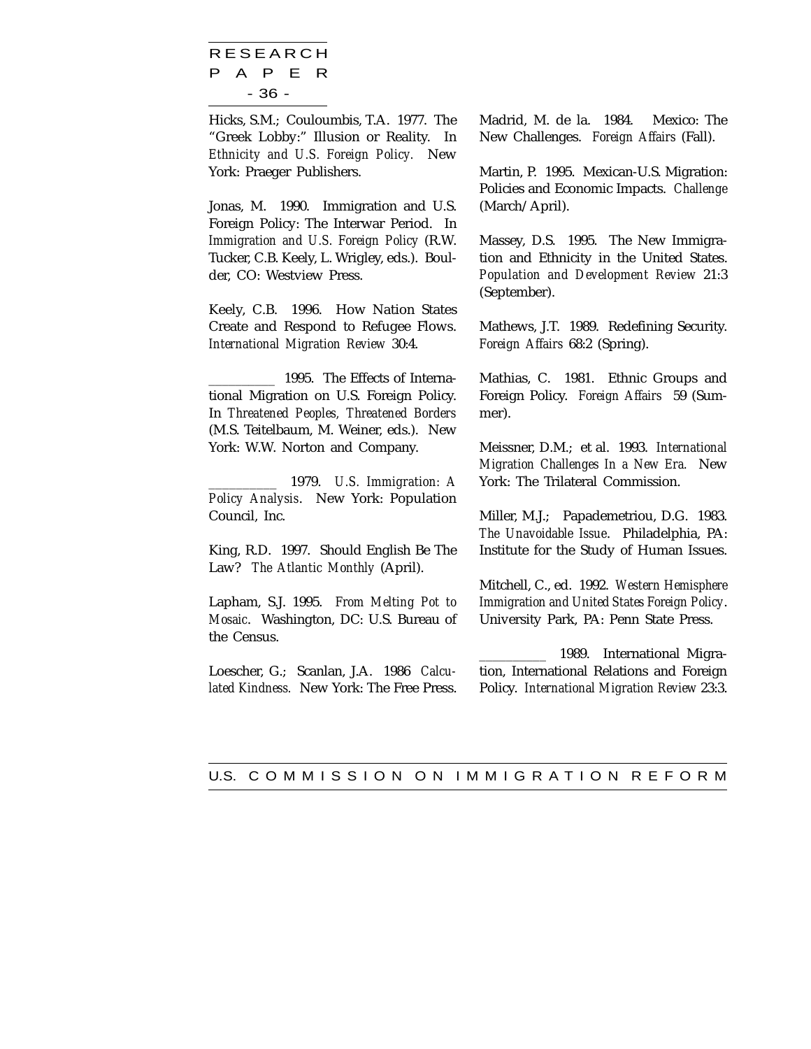Hicks, S.M.; Couloumbis, T.A. 1977. The "Greek Lobby:" Illusion or Reality. In *Ethnicity and U.S. Foreign Policy.* New York: Praeger Publishers.

Jonas, M. 1990. Immigration and U.S. Foreign Policy: The Interwar Period. In *Immigration and U.S. Foreign Policy* (R.W. Tucker, C.B. Keely, L. Wrigley, eds.). Boulder, CO: Westview Press.

Keely, C.B. 1996. How Nation States Create and Respond to Refugee Flows. *International Migration Review* 30:4.

__________ 1995. The Effects of International Migration on U.S. Foreign Policy. In *Threatened Peoples, Threatened Borders* (M.S. Teitelbaum, M. Weiner, eds.). New York: W.W. Norton and Company.

__________ 1979. *U.S. Immigration: A Policy Analysis*. New York: Population Council, Inc.

King, R.D. 1997. Should English Be The Law? *The Atlantic Monthly* (April).

Lapham, S.J. 1995. *From Melting Pot to Mosaic*. Washington, DC: U.S. Bureau of the Census.

Loescher, G.; Scanlan, J.A. 1986 *Calculated Kindness.* New York: The Free Press.

Madrid, M. de la. 1984. Mexico: The New Challenges. *Foreign Affairs* (Fall).

Martin, P. 1995. Mexican-U.S. Migration: Policies and Economic Impacts. *Challenge* (March/April).

Massey, D.S. 1995. The New Immigration and Ethnicity in the United States. *Population and Development Review* 21:3 (September).

Mathews, J.T. 1989. Redefining Security. *Foreign Affairs* 68:2 (Spring).

Mathias, C. 1981. Ethnic Groups and Foreign Policy. *Foreign Affairs* 59 (Summer).

Meissner, D.M.; et al. 1993. *International Migration Challenges In a New Era.* New York: The Trilateral Commission.

Miller, M.J.; Papademetriou, D.G. 1983. *The Unavoidable Issue*. Philadelphia, PA: Institute for the Study of Human Issues.

Mitchell, C., ed. 1992. *Western Hemisphere Immigration and United States Foreign Policy*. University Park, PA: Penn State Press.

__________ 1989. International Migration, International Relations and Foreign Policy. *International Migration Review* 23:3.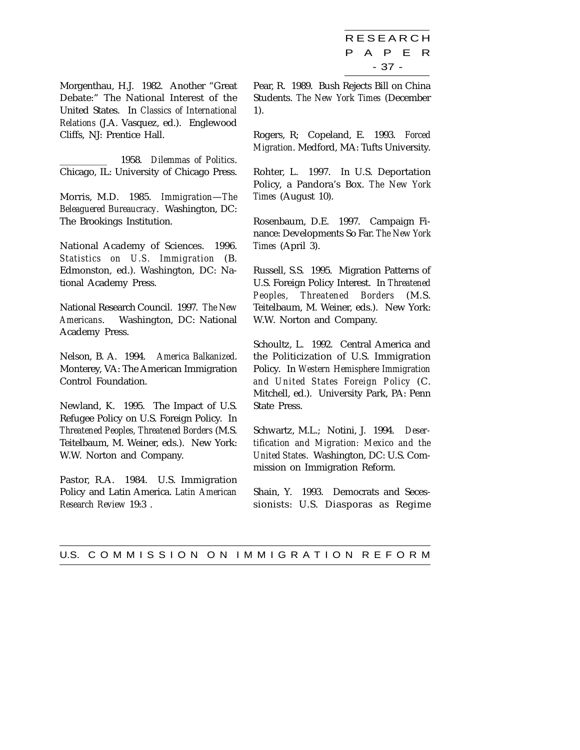Morgenthau, H.J. 1982. Another "Great Debate:" The National Interest of the United States. In *Classics of International Relations* (J.A. Vasquez, ed.). Englewood Cliffs, NJ: Prentice Hall.

__________ 1958. *Dilemmas of Politics*. Chicago, IL: University of Chicago Press.

Morris, M.D. 1985. *Immigration—The Beleaguered Bureaucracy*. Washington, DC: The Brookings Institution.

National Academy of Sciences. 1996. *Statistics on U.S. Immigration* (B. Edmonston, ed.). Washington, DC: National Academy Press.

National Research Council. 1997. *The New Americans*. Washington, DC: National Academy Press.

Nelson, B. A. 1994. *America Balkanized*. Monterey, VA: The American Immigration Control Foundation.

Newland, K. 1995. The Impact of U.S. Refugee Policy on U.S. Foreign Policy. In *Threatened Peoples, Threatened Borders* (M.S. Teitelbaum, M. Weiner, eds.). New York: W.W. Norton and Company.

Pastor, R.A. 1984. U.S. Immigration Policy and Latin America. *Latin American Research Review* 19:3 .

Pear, R. 1989. Bush Rejects Bill on China Students. *The New York Times* (December 1).

Rogers, R; Copeland, E. 1993. *Forced Migration*. Medford, MA: Tufts University.

Rohter, L. 1997. In U.S. Deportation Policy, a Pandora's Box. *The New York Times* (August 10).

Rosenbaum, D.E. 1997. Campaign Finance: Developments So Far. *The New York Times* (April 3).

Russell, S.S. 1995. Migration Patterns of U.S. Foreign Policy Interest. In *Threatened Peoples, Threatened Borders* (M.S. Teitelbaum, M. Weiner, eds.). New York: W.W. Norton and Company.

Schoultz, L. 1992. Central America and the Politicization of U.S. Immigration Policy. In *Western Hemisphere Immigration and United States Foreign Policy* (C. Mitchell, ed.). University Park, PA: Penn State Press.

Schwartz, M.L.; Notini, J. 1994. *Desertification and Migration: Mexico and the United States*. Washington, DC: U.S. Commission on Immigration Reform.

Shain, Y. 1993. Democrats and Secessionists: U.S. Diasporas as Regime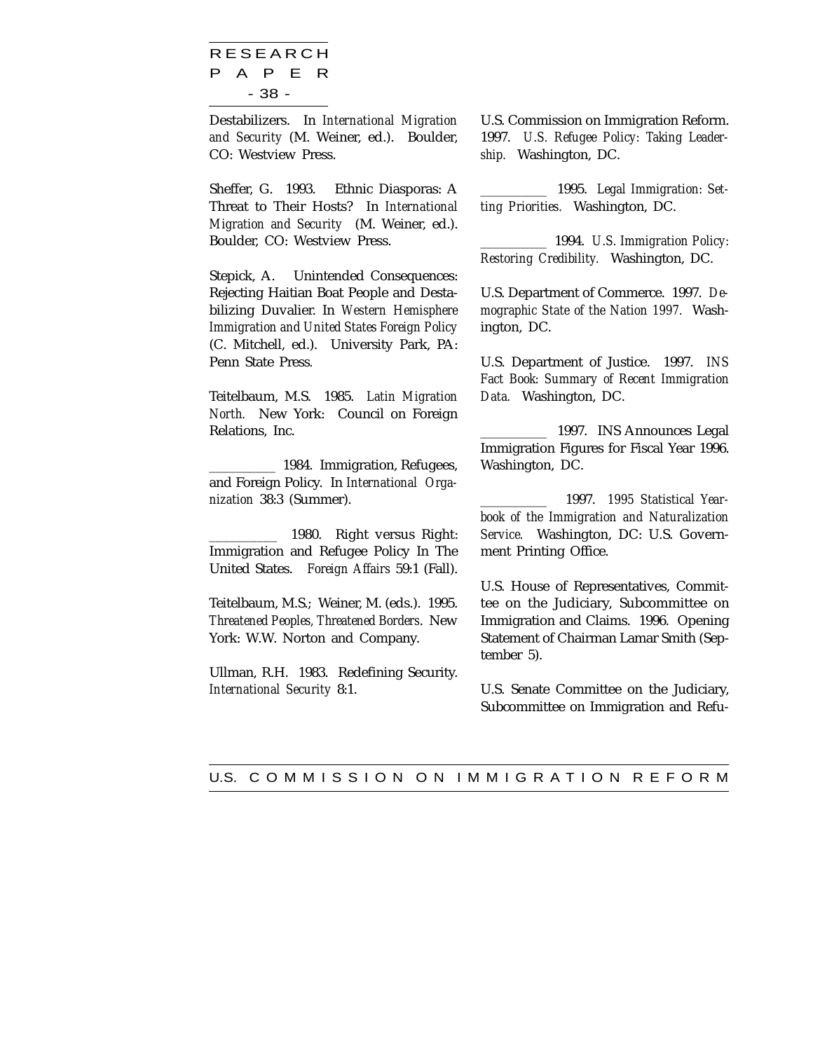Destabilizers. In *International Migration and Security* (M. Weiner, ed.). Boulder, CO: Westview Press.

Sheffer, G. 1993. Ethnic Diasporas: A Threat to Their Hosts? In *International Migration and Security* (M. Weiner, ed.). Boulder, CO: Westview Press.

Stepick, A. Unintended Consequences: Rejecting Haitian Boat People and Destabilizing Duvalier. In *Western Hemisphere Immigration and United States Foreign Policy* (C. Mitchell, ed.). University Park, PA: Penn State Press.

Teitelbaum, M.S. 1985. *Latin Migration North.* New York: Council on Foreign Relations, Inc.

__________ 1984. Immigration, Refugees, and Foreign Policy. In *International Organization* 38:3 (Summer).

__________ 1980. Right versus Right: Immigration and Refugee Policy In The United States. *Foreign Affairs* 59:1 (Fall).

Teitelbaum, M.S.; Weiner, M. (eds.). 1995. *Threatened Peoples, Threatened Borders*. New York: W.W. Norton and Company.

Ullman, R.H. 1983. Redefining Security. *International Security* 8:1.

U.S. Commission on Immigration Reform. 1997. *U.S. Refugee Policy: Taking Leadership.* Washington, DC.

__________ 1995. *Legal Immigration: Setting Priorities.* Washington, DC.

__________ 1994. *U.S. Immigration Policy: Restoring Credibility.* Washington, DC.

U.S. Department of Commerce. 1997. *Demographic State of the Nation 1997.* Washington, DC.

U.S. Department of Justice. 1997. *INS Fact Book: Summary of Recent Immigration Data.* Washington, DC.

__________ 1997. INS Announces Legal Immigration Figures for Fiscal Year 1996. Washington, DC.

__________ 1997. *1995 Statistical Yearbook of the Immigration and Naturalization Service.* Washington, DC: U.S. Government Printing Office.

U.S. House of Representatives, Committee on the Judiciary, Subcommittee on Immigration and Claims. 1996. Opening Statement of Chairman Lamar Smith (September 5).

U.S. Senate Committee on the Judiciary, Subcommittee on Immigration and Refu-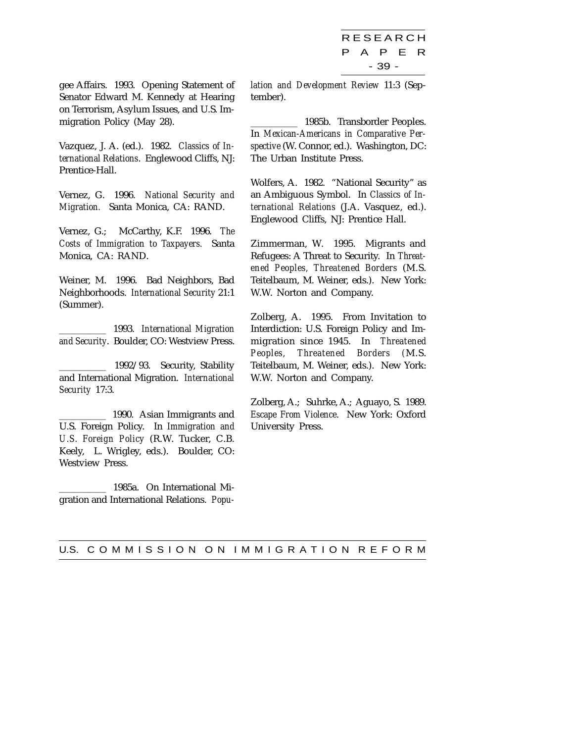gee Affairs. 1993. Opening Statement of Senator Edward M. Kennedy at Hearing on Terrorism, Asylum Issues, and U.S. Immigration Policy (May 28).

Vazquez, J. A. (ed.). 1982. *Classics of International Relations*. Englewood Cliffs, NJ: Prentice-Hall.

Vernez, G. 1996. *National Security and Migration.* Santa Monica, CA: RAND.

Vernez, G.; McCarthy, K.F. 1996. *The Costs of Immigration to Taxpayers.* Santa Monica, CA: RAND.

Weiner, M. 1996. Bad Neighbors, Bad Neighborhoods. *International Security* 21:1 (Summer).

__________ 1993. *International Migration and Security*. Boulder, CO: Westview Press.

__________ 1992/93. Security, Stability and International Migration. *International Security* 17:3.

__________ 1990. Asian Immigrants and U.S. Foreign Policy. In *Immigration and U.S. Foreign Policy* (R.W. Tucker, C.B. Keely, L. Wrigley, eds.). Boulder, CO: Westview Press.

__________ 1985a. On International Migration and International Relations. *Population and Development Review* 11:3 (September).

__________ 1985b. Transborder Peoples. In *Mexican-Americans in Comparative Perspective* (W. Connor, ed.). Washington, DC: The Urban Institute Press.

Wolfers, A. 1982. "National Security" as an Ambiguous Symbol. In *Classics of International Relations* (J.A. Vasquez, ed.). Englewood Cliffs, NJ: Prentice Hall.

Zimmerman, W. 1995. Migrants and Refugees: A Threat to Security. In *Threatened Peoples, Threatened Borders* (M.S. Teitelbaum, M. Weiner, eds.). New York: W.W. Norton and Company.

Zolberg, A. 1995. From Invitation to Interdiction: U.S. Foreign Policy and Immigration since 1945. In *Threatened Peoples, Threatened Borders* (M.S. Teitelbaum, M. Weiner, eds.). New York: W.W. Norton and Company.

Zolberg, A.; Suhrke, A.; Aguayo, S. 1989. *Escape From Violence*. New York: Oxford University Press.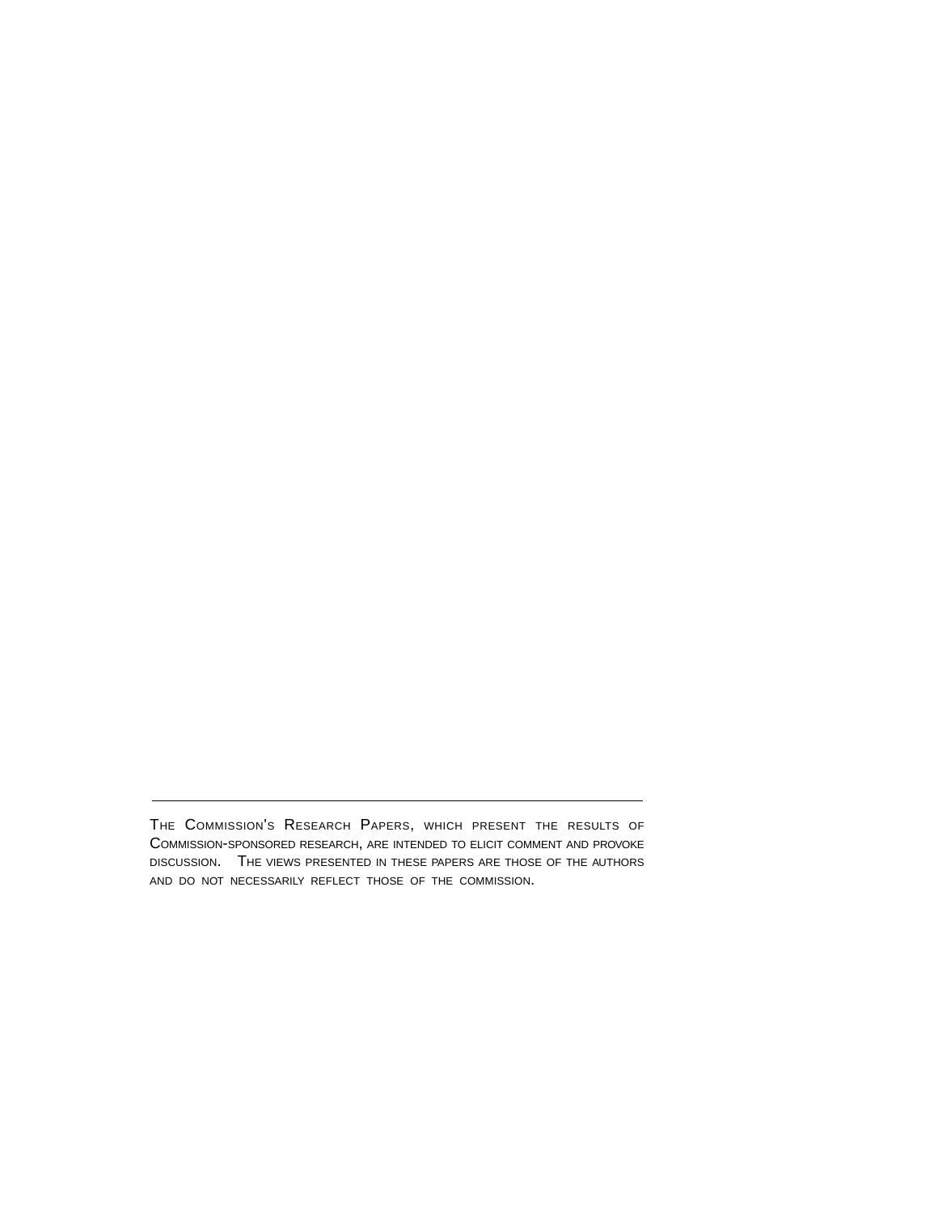---

THE COMMISSION'S RESEARCH PAPERS, WHICH PRESENT THE RESULTS OF COMMISSION-SPONSORED RESEARCH, ARE INTENDED TO ELICIT COMMENT AND PROVOKE DISCUSSION. THE VIEWS PRESENTED IN THESE PAPERS ARE THOSE OF THE AUTHORS AND DO NOT NECESSARILY REFLECT THOSE OF THE COMMISSION.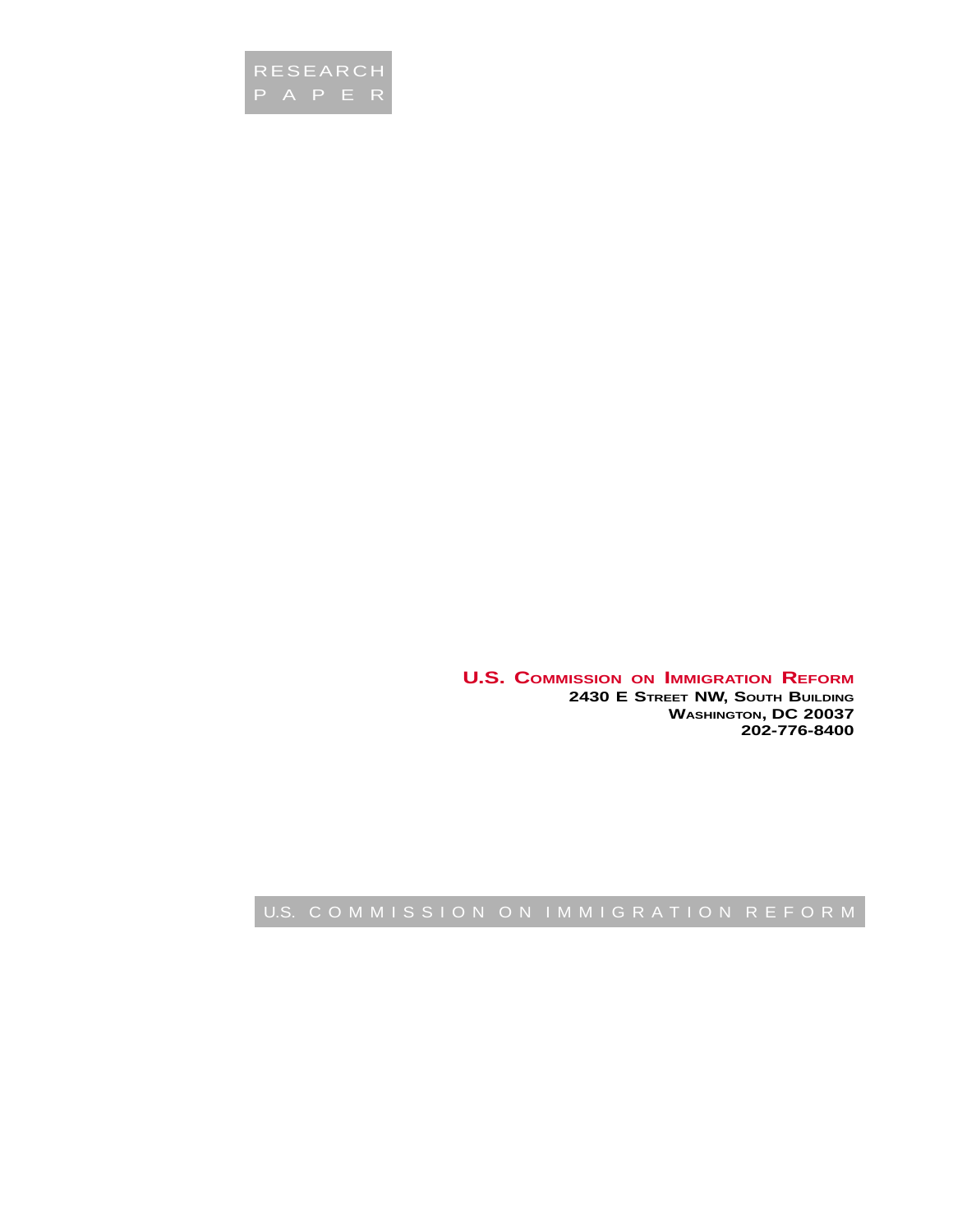RESEARCH PAPER

**U.S. COMMISSION ON IMMIGRATION REFORM**
**2430 E STREET NW, SOUTH BUILDING**
**WASHINGTON, DC 20037**
**202-776-8400**

U.S. COMMISSION ON IMMIGRATION REFORM